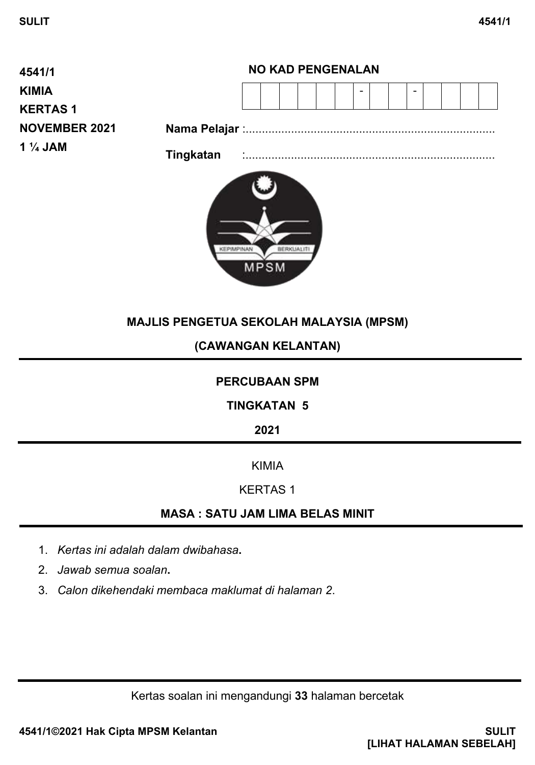4541/1
**KIMIA**
**KERTAS 1**
**NOVEMBER 2021**
**1 ¼ JAM**

**NO KAD PENGENALAN**

| | | | | | | - | | | - | | | | |
|---|---|---|---|---|---|---|---|---|---|---|---|---|---|

**Nama Pelajar** :............................................................................

**Tingkatan** :............................................................................

## MAJLIS PENGETUA SEKOLAH MALAYSIA (MPSM)

## (CAWANGAN KELANTAN)

---

**PERCUBAAN SPM**

**TINGKATAN 5**

**2021**

---

KIMIA

KERTAS 1

**MASA : SATU JAM LIMA BELAS MINIT**

---

1. *Kertas ini adalah dalam dwibahasa.*
2. *Jawab semua soalan.*
3. *Calon dikehendaki membaca maklumat di halaman 2.*

---

Kertas soalan ini mengandungi **33** halaman bercetak

**4541/1©2021 Hak Cipta MPSM Kelantan**

**[LIHAT HALAMAN SEBELAH]**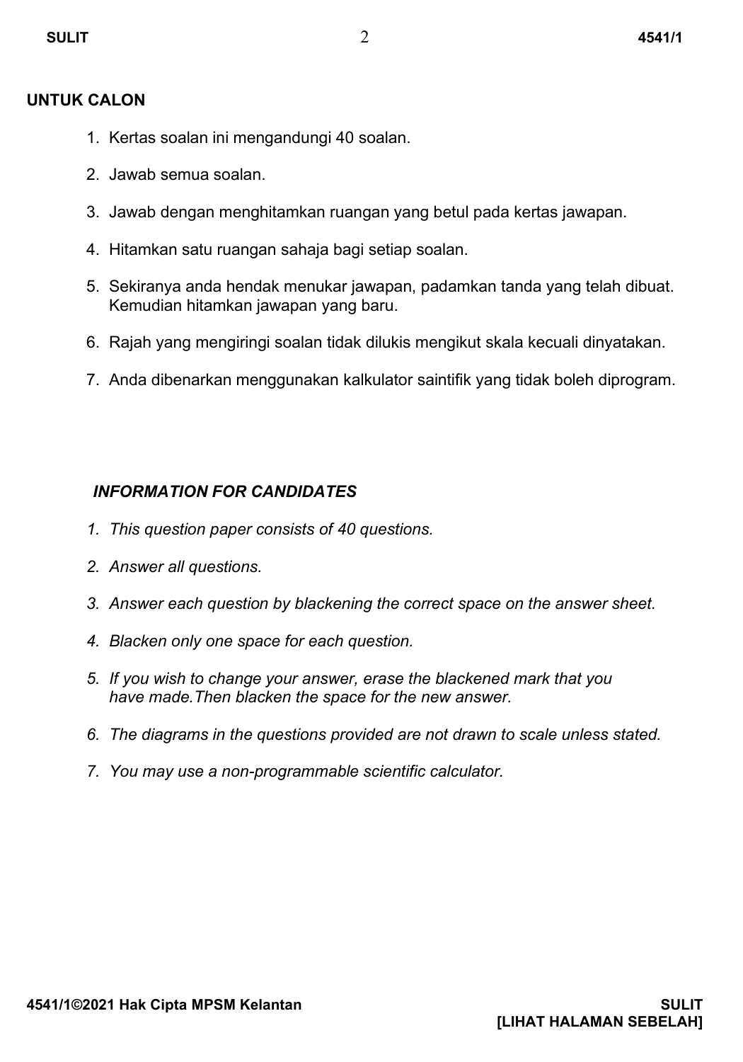**UNTUK CALON**

1. Kertas soalan ini mengandungi 40 soalan.
2. Jawab semua soalan.
3. Jawab dengan menghitamkan ruangan yang betul pada kertas jawapan.
4. Hitamkan satu ruangan sahaja bagi setiap soalan.
5. Sekiranya anda hendak menukar jawapan, padamkan tanda yang telah dibuat. Kemudian hitamkan jawapan yang baru.
6. Rajah yang mengiringi soalan tidak dilukis mengikut skala kecuali dinyatakan.
7. Anda dibenarkan menggunakan kalkulator saintifik yang tidak boleh diprogram.

***INFORMATION FOR CANDIDATES***

1. *This question paper consists of 40 questions.*
2. *Answer all questions.*
3. *Answer each question by blackening the correct space on the answer sheet.*
4. *Blacken only one space for each question.*
5. *If you wish to change your answer, erase the blackened mark that you have made.Then blacken the space for the new answer.*
6. *The diagrams in the questions provided are not drawn to scale unless stated.*
7. *You may use a non-programmable scientific calculator.*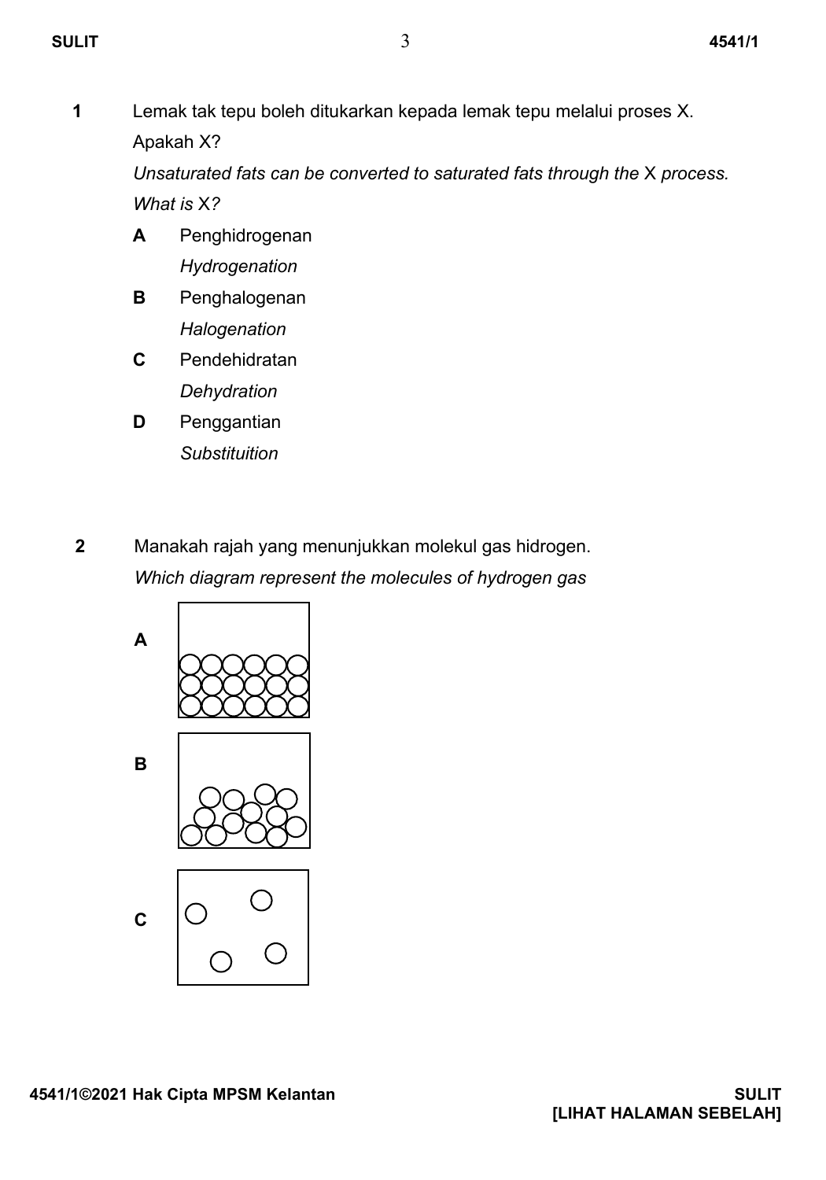**1** Lemak tak tepu boleh ditukarkan kepada lemak tepu melalui proses X. Apakah X?

*Unsaturated fats can be converted to saturated fats through the* X *process. What is* X*?*

**A** Penghidrogenan
*Hydrogenation*

**B** Penghalogenan
*Halogenation*

**C** Pendehidratan
*Dehydration*

**D** Penggantian
*Substituition*

**2** Manakah rajah yang menunjukkan molekul gas hidrogen.

*Which diagram represent the molecules of hydrogen gas*

**A**

**B**

**C**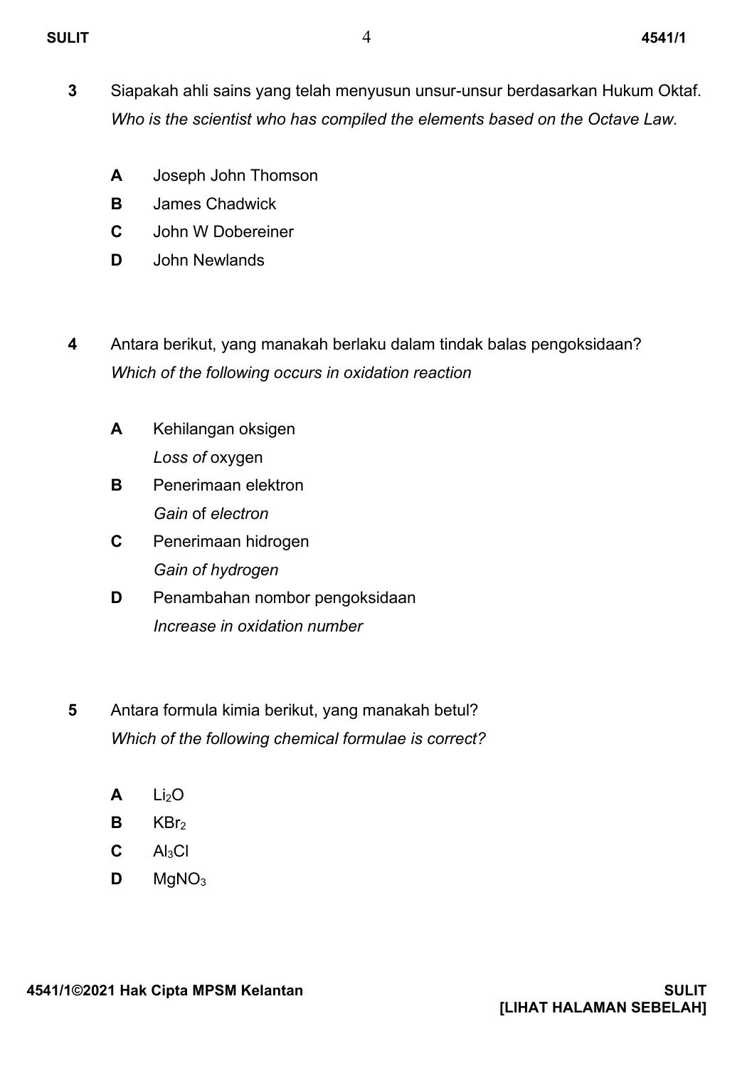**3** Siapakah ahli sains yang telah menyusun unsur-unsur berdasarkan Hukum Oktaf.
*Who is the scientist who has compiled the elements based on the Octave Law.*

**A** Joseph John Thomson
**B** James Chadwick
**C** John W Dobereiner
**D** John Newlands

**4** Antara berikut, yang manakah berlaku dalam tindak balas pengoksidaan?
*Which of the following occurs in oxidation reaction*

**A** Kehilangan oksigen
*Loss of* oxygen
**B** Penerimaan elektron
*Gain* of *electron*
**C** Penerimaan hidrogen
*Gain of hydrogen*
**D** Penambahan nombor pengoksidaan
*Increase in oxidation number*

**5** Antara formula kimia berikut, yang manakah betul?
*Which of the following chemical formulae is correct?*

**A** $Li_2O$
**B** $KBr_2$
**C** $Al_3Cl$
**D** $MgNO_3$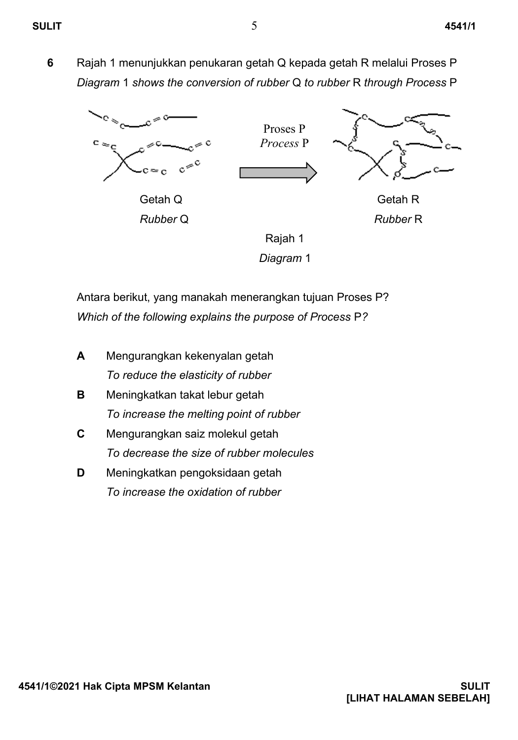**6** Rajah 1 menunjukkan penukaran getah Q kepada getah R melalui Proses P
*Diagram* 1 *shows the conversion of rubber* Q *to rubber* R *through Process* P

Proses P
*Process* P

Getah Q
*Rubber* Q

Getah R
*Rubber* R

Rajah 1
*Diagram* 1

Antara berikut, yang manakah menerangkan tujuan Proses P?
*Which of the following explains the purpose of Process* P*?*

**A** Mengurangkan kekenyalan getah
*To reduce the elasticity of rubber*

**B** Meningkatkan takat lebur getah
*To increase the melting point of rubber*

**C** Mengurangkan saiz molekul getah
*To decrease the size of rubber molecules*

**D** Meningkatkan pengoksidaan getah
*To increase the oxidation of rubber*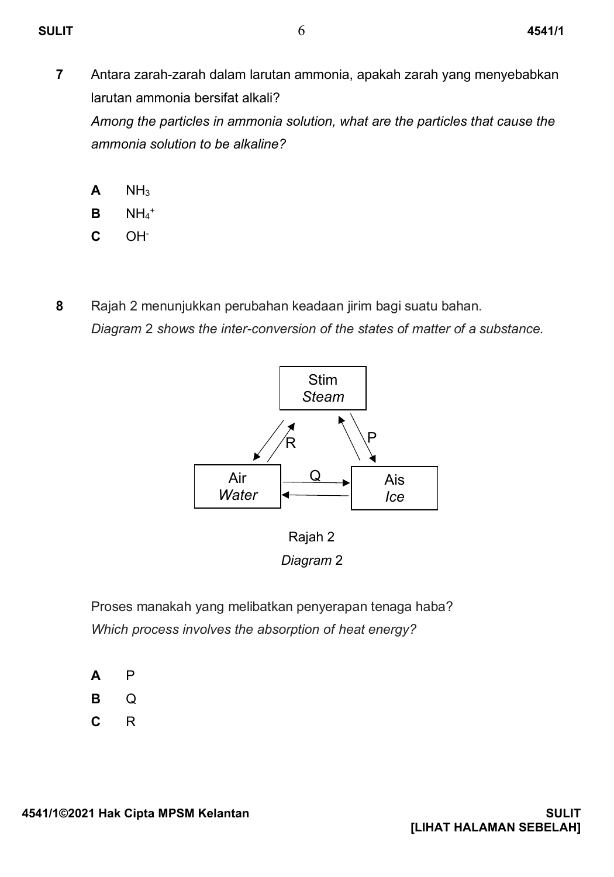**7** Antara zarah-zarah dalam larutan ammonia, apakah zarah yang menyebabkan larutan ammonia bersifat alkali?
*Among the particles in ammonia solution, what are the particles that cause the ammonia solution to be alkaline?*

**A** $NH_3$
**B** $NH_4^+$
**C** $OH^-$

**8** Rajah 2 menunjukkan perubahan keadaan jirim bagi suatu bahan.
*Diagram 2 shows the inter-conversion of the states of matter of a substance.*

Stim
*Steam*

R P

Air Q Ais
*Water* *Ice*

Rajah 2
*Diagram 2*

Proses manakah yang melibatkan penyerapan tenaga haba?
*Which process involves the absorption of heat energy?*

**A** P
**B** Q
**C** R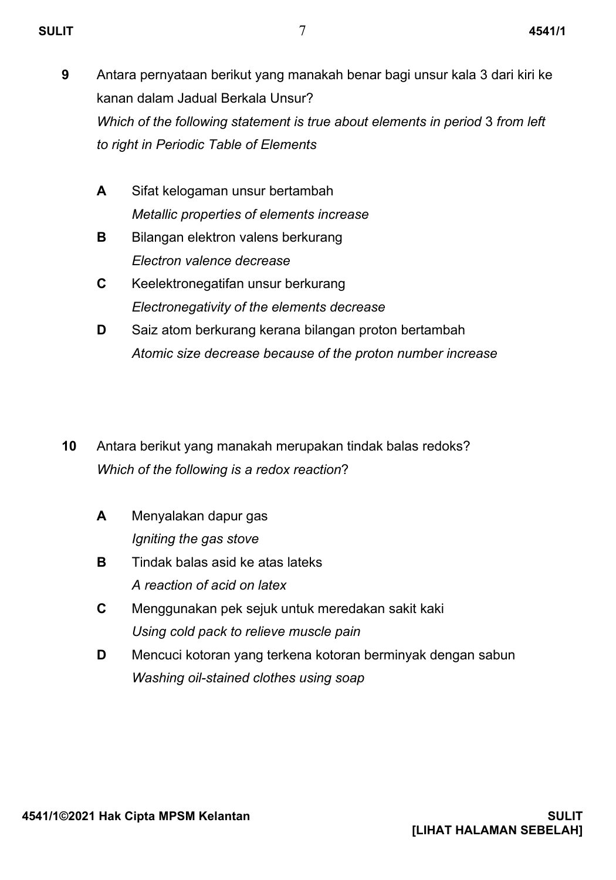**9** Antara pernyataan berikut yang manakah benar bagi unsur kala 3 dari kiri ke kanan dalam Jadual Berkala Unsur?
*Which of the following statement is true about elements in period* 3 *from left to right in Periodic Table of Elements*

**A** Sifat kelogaman unsur bertambah
*Metallic properties of elements increase*

**B** Bilangan elektron valens berkurang
*Electron valence decrease*

**C** Keelektronegatifan unsur berkurang
*Electronegativity of the elements decrease*

**D** Saiz atom berkurang kerana bilangan proton bertambah
*Atomic size decrease because of the proton number increase*

**10** Antara berikut yang manakah merupakan tindak balas redoks?
*Which of the following is a redox reaction*?

**A** Menyalakan dapur gas
*Igniting the gas stove*

**B** Tindak balas asid ke atas lateks
*A reaction of acid on latex*

**C** Menggunakan pek sejuk untuk meredakan sakit kaki
*Using cold pack to relieve muscle pain*

**D** Mencuci kotoran yang terkena kotoran berminyak dengan sabun
*Washing oil-stained clothes using soap*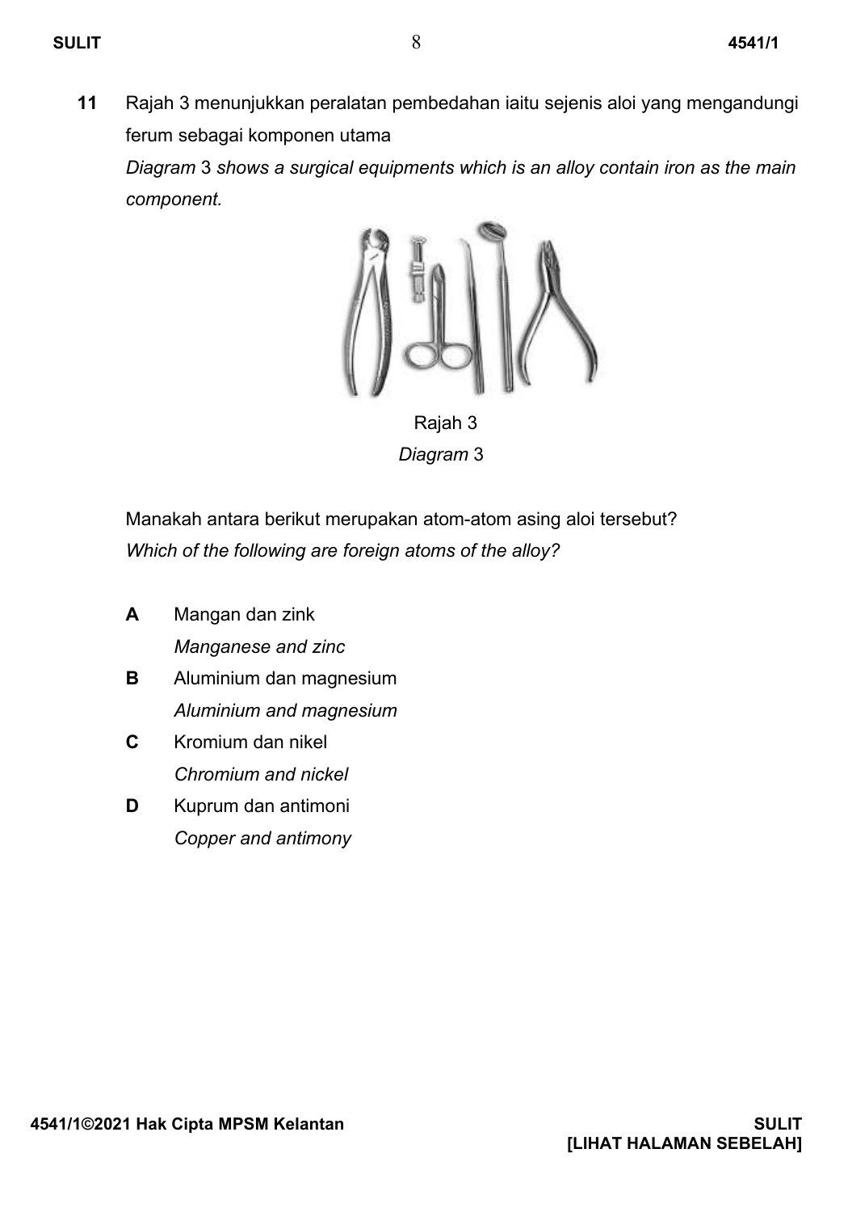**11** Rajah 3 menunjukkan peralatan pembedahan iaitu sejenis aloi yang mengandungi ferum sebagai komponen utama

*Diagram* 3 *shows a surgical equipments which is an alloy contain iron as the main component.*

Rajah 3

*Diagram* 3

Manakah antara berikut merupakan atom-atom asing aloi tersebut?

*Which of the following are foreign atoms of the alloy?*

**A** Mangan dan zink
*Manganese and zinc*

**B** Aluminium dan magnesium
*Aluminium and magnesium*

**C** Kromium dan nikel
*Chromium and nickel*

**D** Kuprum dan antimoni
*Copper and antimony*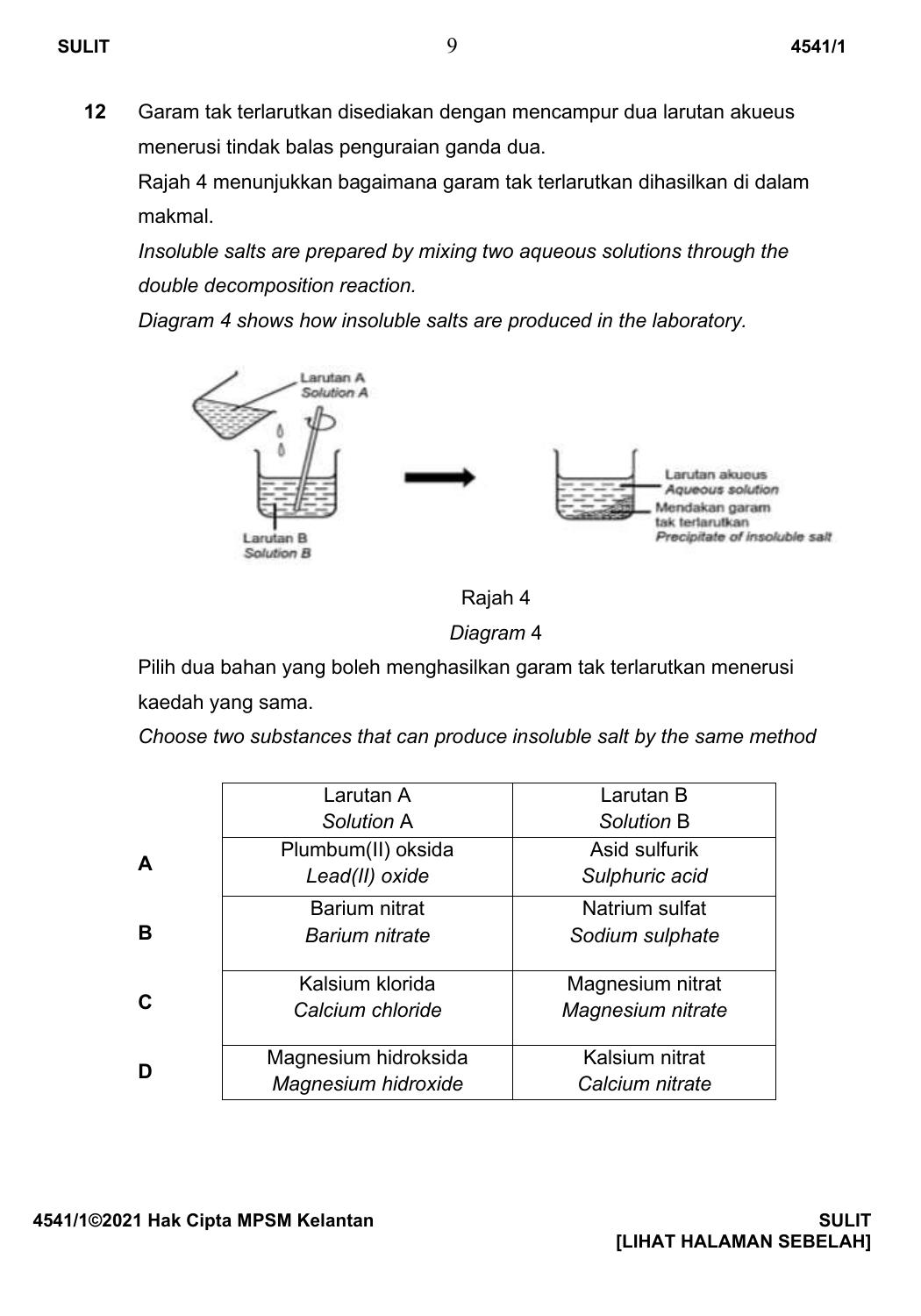**12** Garam tak terlarutkan disediakan dengan mencampur dua larutan akueus menerusi tindak balas penguraian ganda dua.
Rajah 4 menunjukkan bagaimana garam tak terlarutkan dihasilkan di dalam makmal.
*Insoluble salts are prepared by mixing two aqueous solutions through the double decomposition reaction.*
*Diagram 4 shows how insoluble salts are produced in the laboratory.*

Larutan A
*Solution A*

Larutan B
*Solution B*

Larutan akueus
*Aqueous solution*

Mendakan garam tak terlarutkan
*Precipitate of insoluble salt*

Rajah 4
*Diagram* 4

Pilih dua bahan yang boleh menghasilkan garam tak terlarutkan menerusi kaedah yang sama.
*Choose two substances that can produce insoluble salt by the same method*

| | Larutan A *Solution* A | Larutan B *Solution* B |
|---|---|---|
| **A** | Plumbum(II) oksida *Lead(II) oxide* | Asid sulfurik *Sulphuric acid* |
| **B** | Barium nitrat *Barium nitrate* | Natrium sulfat *Sodium sulphate* |
| **C** | Kalsium klorida *Calcium chloride* | Magnesium nitrat *Magnesium nitrate* |
| **D** | Magnesium hidroksida *Magnesium hidroxide* | Kalsium nitrat *Calcium nitrate* |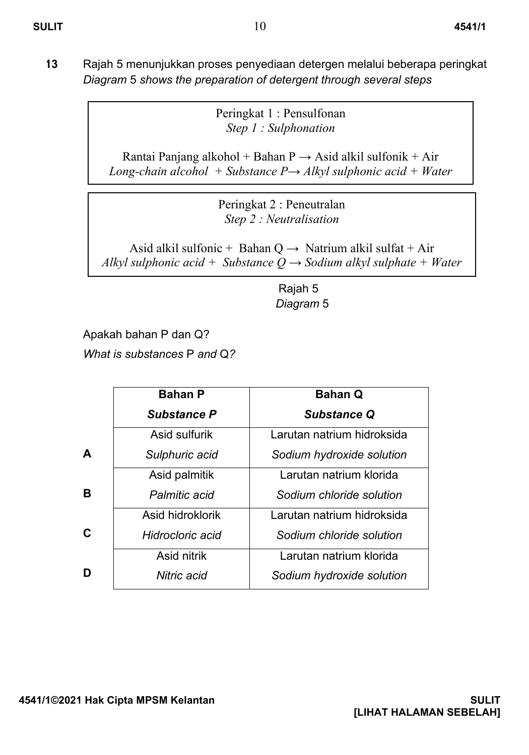**13** Rajah 5 menunjukkan proses penyediaan detergen melalui beberapa peringkat
*Diagram* 5 *shows the preparation of detergent through several steps*

| Peringkat 1 : Pensulfonan<br>*Step 1 : Sulphonation*<br><br>Rantai Panjang alkohol + Bahan P → Asid alkil sulfonik + Air<br>*Long-chain alcohol + Substance P→ Alkyl sulphonic acid + Water* |
|---|

| Peringkat 2 : Peneutralan<br>*Step 2 : Neutralisation*<br><br>Asid alkil sulfonic + Bahan Q → Natrium alkil sulfat + Air<br>*Alkyl sulphonic acid + Substance Q → Sodium alkyl sulphate + Water* |
|---|

Rajah 5
*Diagram* 5

Apakah bahan P dan Q?
*What is substances* P *and* Q*?*

| | **Bahan P**<br>***Substance P*** | **Bahan Q**<br>***Substance Q*** |
|---|---|---|
| **A** | Asid sulfurik<br>*Sulphuric acid* | Larutan natrium hidroksida<br>*Sodium hydroxide solution* |
| **B** | Asid palmitik<br>*Palmitic acid* | Larutan natrium klorida<br>*Sodium chloride solution* |
| **C** | Asid hidroklorik<br>*Hidrocloric acid* | Larutan natrium hidroksida<br>*Sodium chloride solution* |
| **D** | Asid nitrik<br>*Nitric acid* | Larutan natrium klorida<br>*Sodium hydroxide solution* |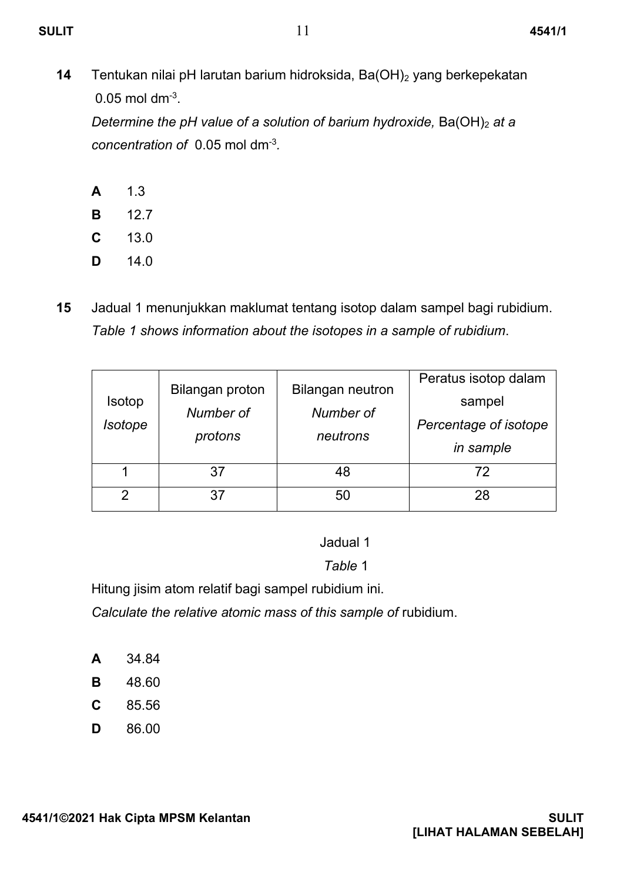**14** Tentukan nilai pH larutan barium hidroksida, $Ba(OH)_2$ yang berkepekatan $0.05 \text{ mol dm}^{-3}$.

*Determine the pH value of a solution of barium hydroxide,* $Ba(OH)_2$ *at a concentration of* $0.05 \text{ mol dm}^{-3}$.

**A** 1.3

**B** 12.7

**C** 13.0

**D** 14.0

**15** Jadual 1 menunjukkan maklumat tentang isotop dalam sampel bagi rubidium.

*Table 1 shows information about the isotopes in a sample of rubidium.*

| Isotop *Isotope* | Bilangan proton *Number of protons* | Bilangan neutron *Number of neutrons* | Peratus isotop dalam sampel *Percentage of isotope in sample* |
|---|---|---|---|
| 1 | 37 | 48 | 72 |
| 2 | 37 | 50 | 28 |

Jadual 1

*Table* 1

Hitung jisim atom relatif bagi sampel rubidium ini.

*Calculate the relative atomic mass of this sample of* rubidium.

**A** 34.84

**B** 48.60

**C** 85.56

**D** 86.00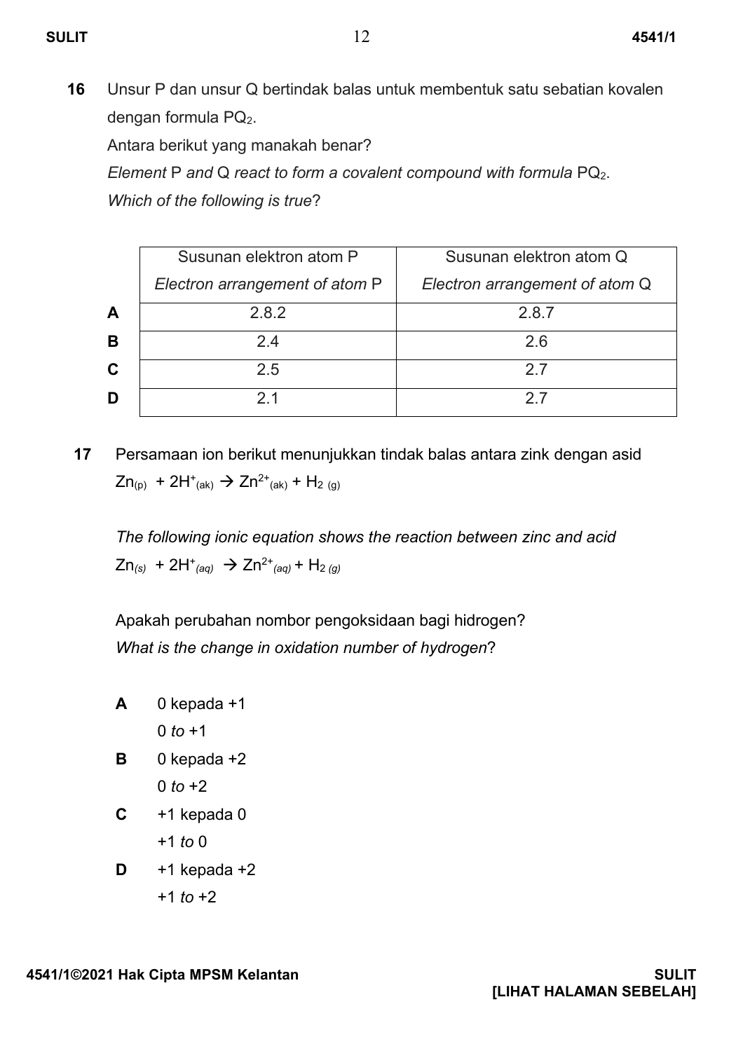**16** Unsur P dan unsur Q bertindak balas untuk membentuk satu sebatian kovalen dengan formula $PQ_2$.

Antara berikut yang manakah benar?

*Element* P *and* Q *react to form a covalent compound with formula* $PQ_2$.

*Which of the following is true*?

| | Susunan elektron atom P<br>*Electron arrangement of atom* P | Susunan elektron atom Q<br>*Electron arrangement of atom* Q |
|---|---|---|
| **A** | 2.8.2 | 2.8.7 |
| **B** | 2.4 | 2.6 |
| **C** | 2.5 | 2.7 |
| **D** | 2.1 | 2.7 |

**17** Persamaan ion berikut menunjukkan tindak balas antara zink dengan asid

$Zn_{(p)} + 2H^{+}_{(ak)} \rightarrow Zn^{2+}_{(ak)} + H_{2\,(g)}$

*The following ionic equation shows the reaction between zinc and acid*

$Zn_{(s)} + 2H^{+}_{(aq)} \rightarrow Zn^{2+}_{(aq)} + H_{2\,(g)}$

Apakah perubahan nombor pengoksidaan bagi hidrogen?

*What is the change in oxidation number of hydrogen*?

**A** 0 kepada +1
0 *to* +1

**B** 0 kepada +2
0 *to* +2

**C** +1 kepada 0
+1 *to* 0

**D** +1 kepada +2
+1 *to* +2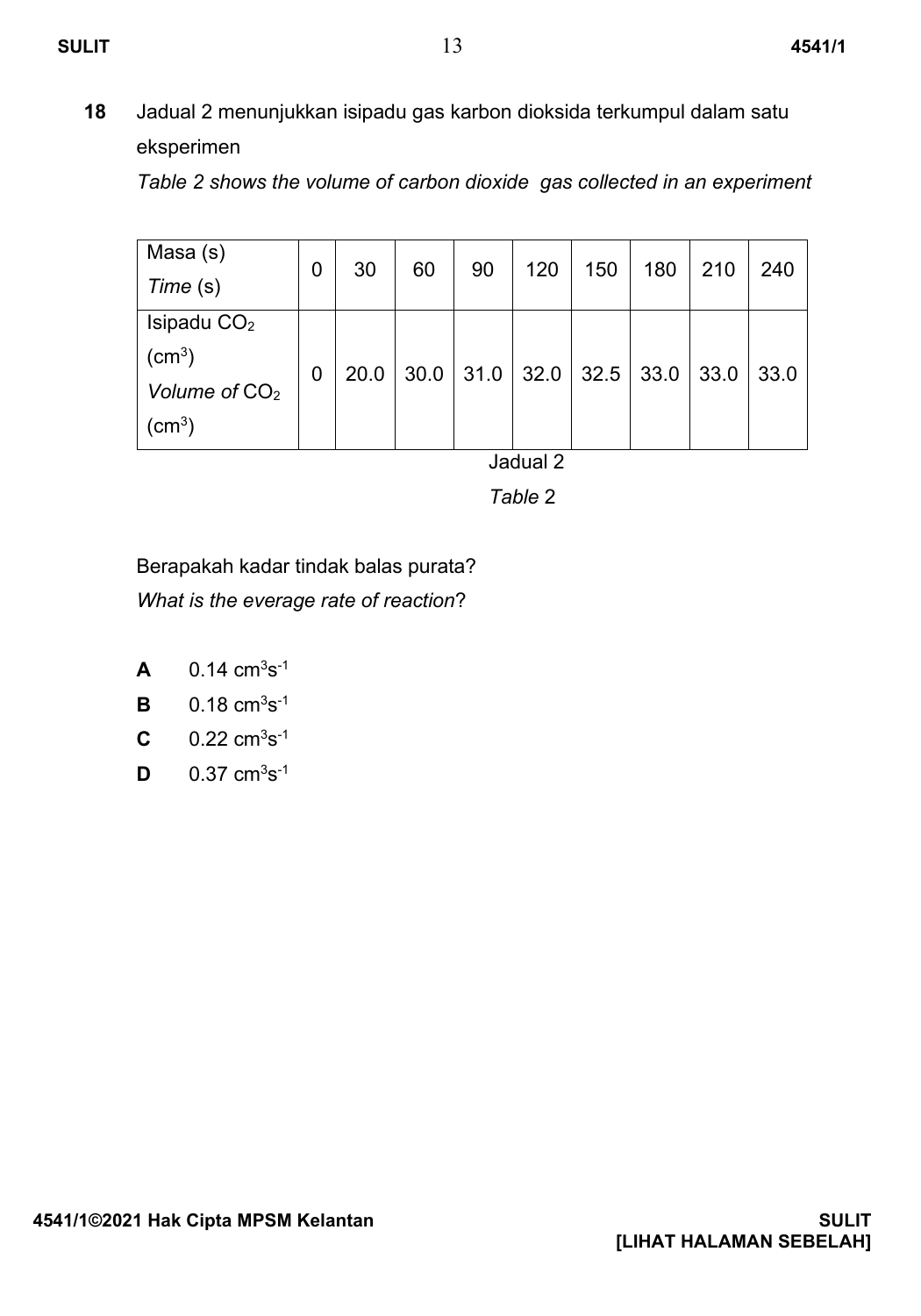**18** Jadual 2 menunjukkan isipadu gas karbon dioksida terkumpul dalam satu eksperimen

*Table 2 shows the volume of carbon dioxide gas collected in an experiment*

| Masa (s) *Time* (s) | 0 | 30 | 60 | 90 | 120 | 150 | 180 | 210 | 240 |
|---|---|---|---|---|---|---|---|---|---|
| Isipadu $CO_2$ ($cm^3$) *Volume of* $CO_2$ ($cm^3$) | 0 | 20.0 | 30.0 | 31.0 | 32.0 | 32.5 | 33.0 | 33.0 | 33.0 |

Jadual 2

*Table* 2

Berapakah kadar tindak balas purata?

*What is the everage rate of reaction*?

**A** 0.14 $cm^3s^{-1}$

**B** 0.18 $cm^3s^{-1}$

**C** 0.22 $cm^3s^{-1}$

**D** 0.37 $cm^3s^{-1}$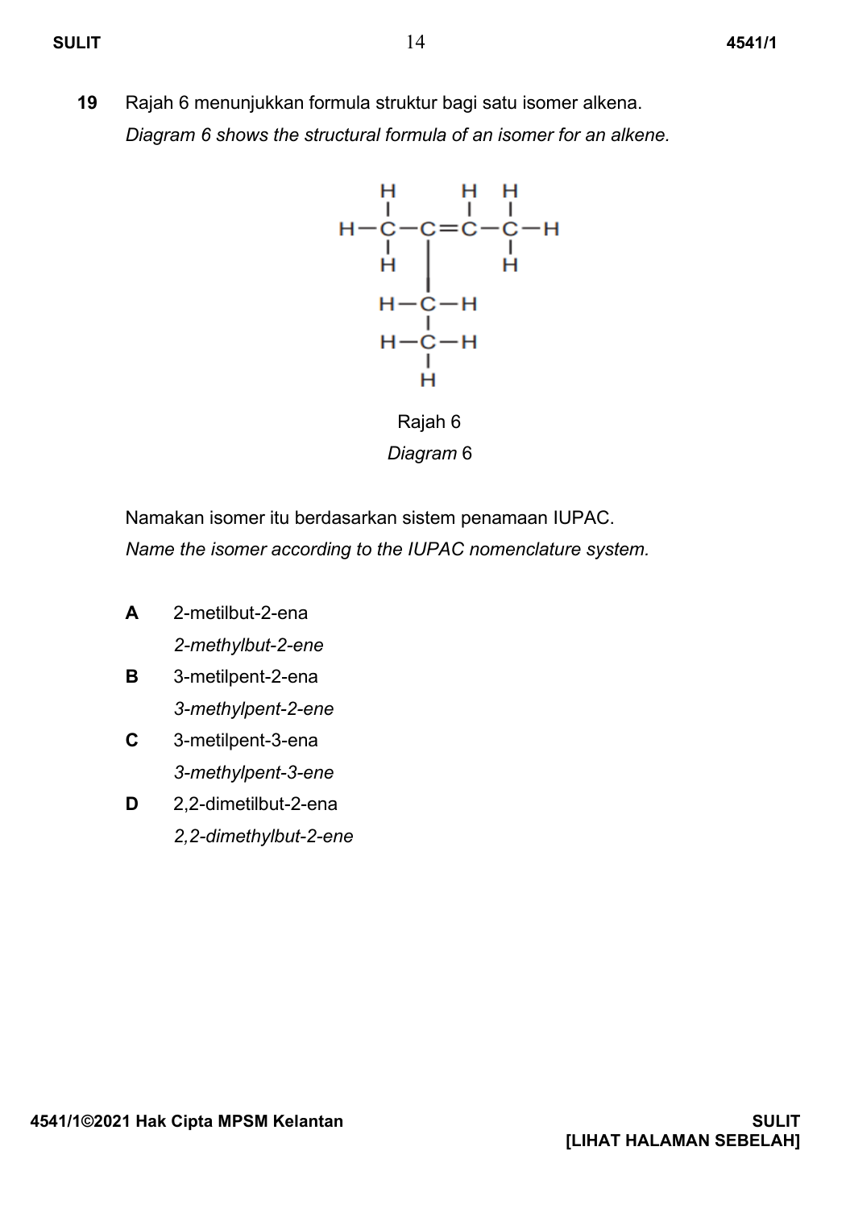**19** Rajah 6 menunjukkan formula struktur bagi satu isomer alkena.
*Diagram 6 shows the structural formula of an isomer for an alkene.*

```
    H       H   H
    |       |   |
H — C — C = C — C — H
    |   |       |
    H   |       H
        |
    H — C — H
        |
    H — C — H
        |
        H
```

Rajah 6
*Diagram* 6

Namakan isomer itu berdasarkan sistem penamaan IUPAC.
*Name the isomer according to the IUPAC nomenclature system.*

**A** 2-metilbut-2-ena
*2-methylbut-2-ene*

**B** 3-metilpent-2-ena
*3-methylpent-2-ene*

**C** 3-metilpent-3-ena
*3-methylpent-3-ene*

**D** 2,2-dimetilbut-2-ena
*2,2-dimethylbut-2-ene*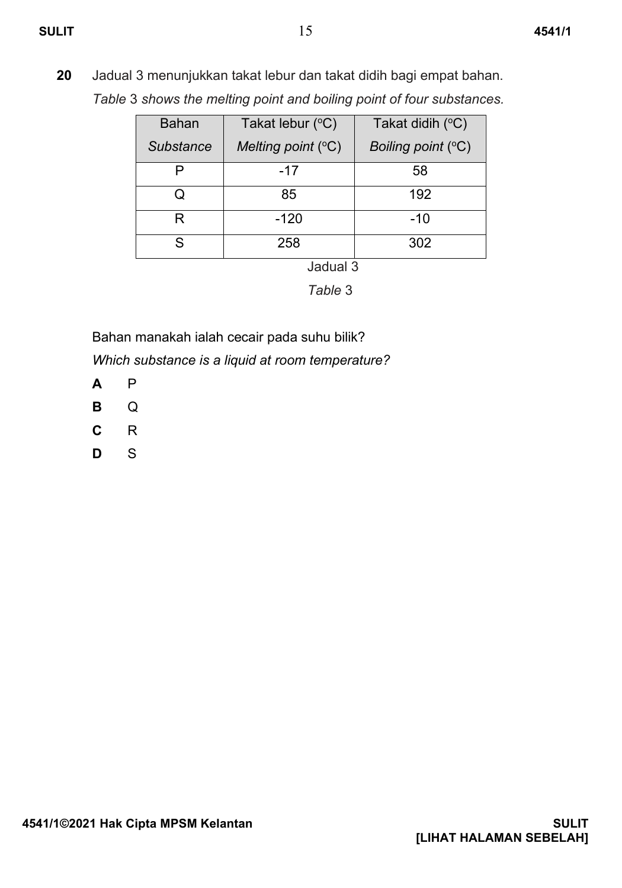**20** Jadual 3 menunjukkan takat lebur dan takat didih bagi empat bahan.

*Table* 3 *shows the melting point and boiling point of four substances.*

| Bahan<br>*Substance* | Takat lebur (°C)<br>*Melting point* (°C) | Takat didih (°C)<br>*Boiling point* (°C) |
|---|---|---|
| P | -17 | 58 |
| Q | 85 | 192 |
| R | -120 | -10 |
| S | 258 | 302 |

Jadual 3

*Table* 3

Bahan manakah ialah cecair pada suhu bilik?

*Which substance is a liquid at room temperature?*

**A** P

**B** Q

**C** R

**D** S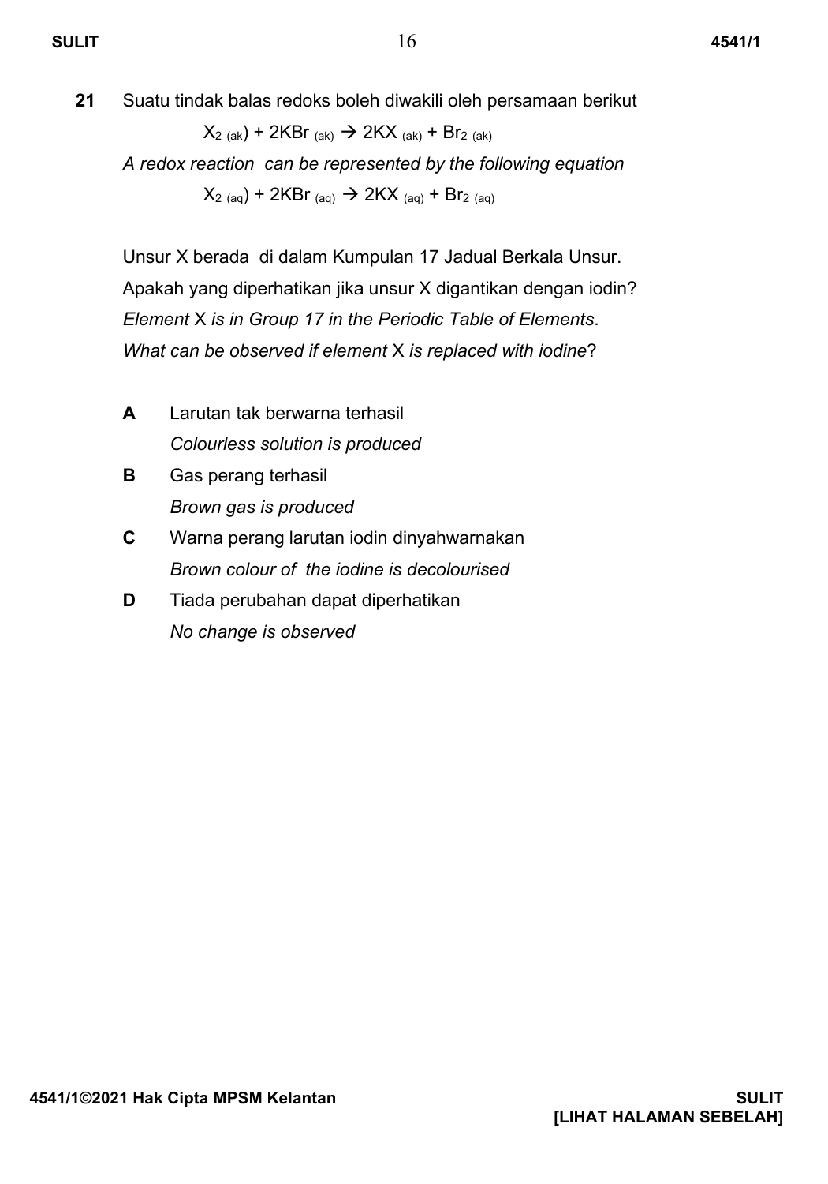**21** Suatu tindak balas redoks boleh diwakili oleh persamaan berikut

$$X_{2\,(ak)} + 2KBr_{(ak)} \rightarrow 2KX_{(ak)} + Br_{2\,(ak)}$$

*A redox reaction can be represented by the following equation*

$$X_{2\,(aq)} + 2KBr_{(aq)} \rightarrow 2KX_{(aq)} + Br_{2\,(aq)}$$

Unsur X berada di dalam Kumpulan 17 Jadual Berkala Unsur.
Apakah yang diperhatikan jika unsur X digantikan dengan iodin?
*Element* X *is in Group 17 in the Periodic Table of Elements*.
*What can be observed if element* X *is replaced with iodine*?

**A** Larutan tak berwarna terhasil
*Colourless solution is produced*

**B** Gas perang terhasil
*Brown gas is produced*

**C** Warna perang larutan iodin dinyahwarnakan
*Brown colour of the iodine is decolourised*

**D** Tiada perubahan dapat diperhatikan
*No change is observed*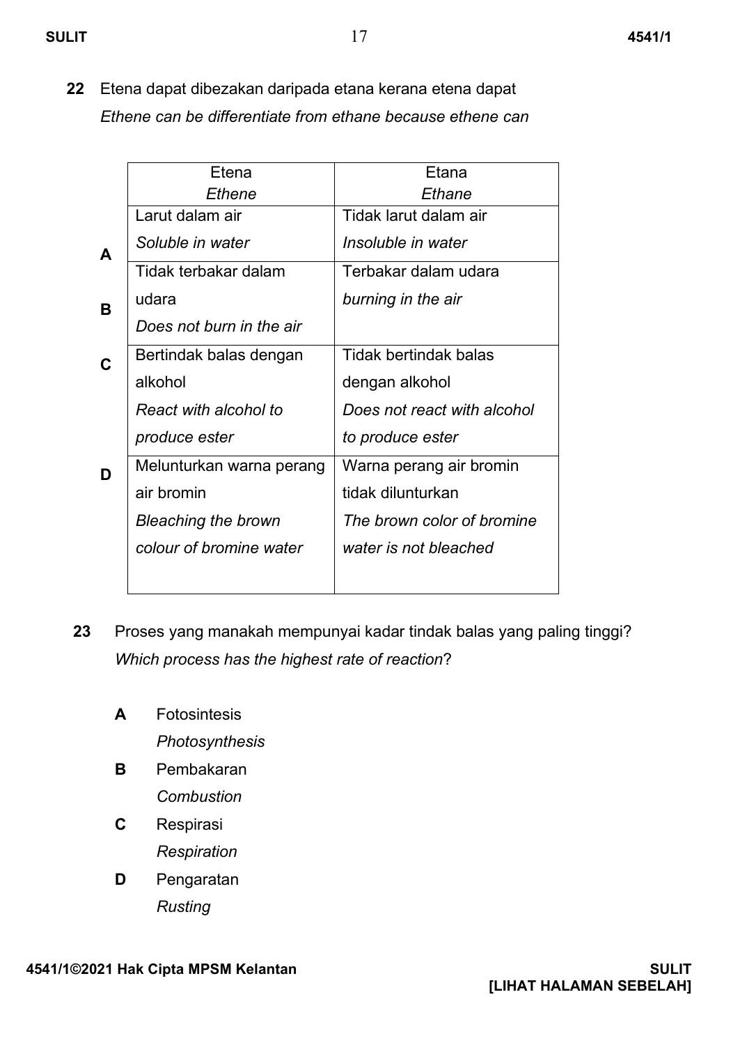**22** Etena dapat dibezakan daripada etana kerana etena dapat
*Ethene can be differentiate from ethane because ethene can*

| | Etena<br>*Ethene* | Etana<br>*Ethane* |
|---|---|---|
| **A** | Larut dalam air<br>*Soluble in water* | Tidak larut dalam air<br>*Insoluble in water* |
| **B** | Tidak terbakar dalam udara<br>*Does not burn in the air* | Terbakar dalam udara<br>*burning in the air* |
| **C** | Bertindak balas dengan alkohol<br>*React with alcohol to produce ester* | Tidak bertindak balas dengan alkohol<br>*Does not react with alcohol to produce ester* |
| **D** | Melunturkan warna perang air bromin<br>*Bleaching the brown colour of bromine water* | Warna perang air bromin tidak dilunturkan<br>*The brown color of bromine water is not bleached* |

**23** Proses yang manakah mempunyai kadar tindak balas yang paling tinggi?
*Which process has the highest rate of reaction*?

**A** Fotosintesis
*Photosynthesis*

**B** Pembakaran
*Combustion*

**C** Respirasi
*Respiration*

**D** Pengaratan
*Rusting*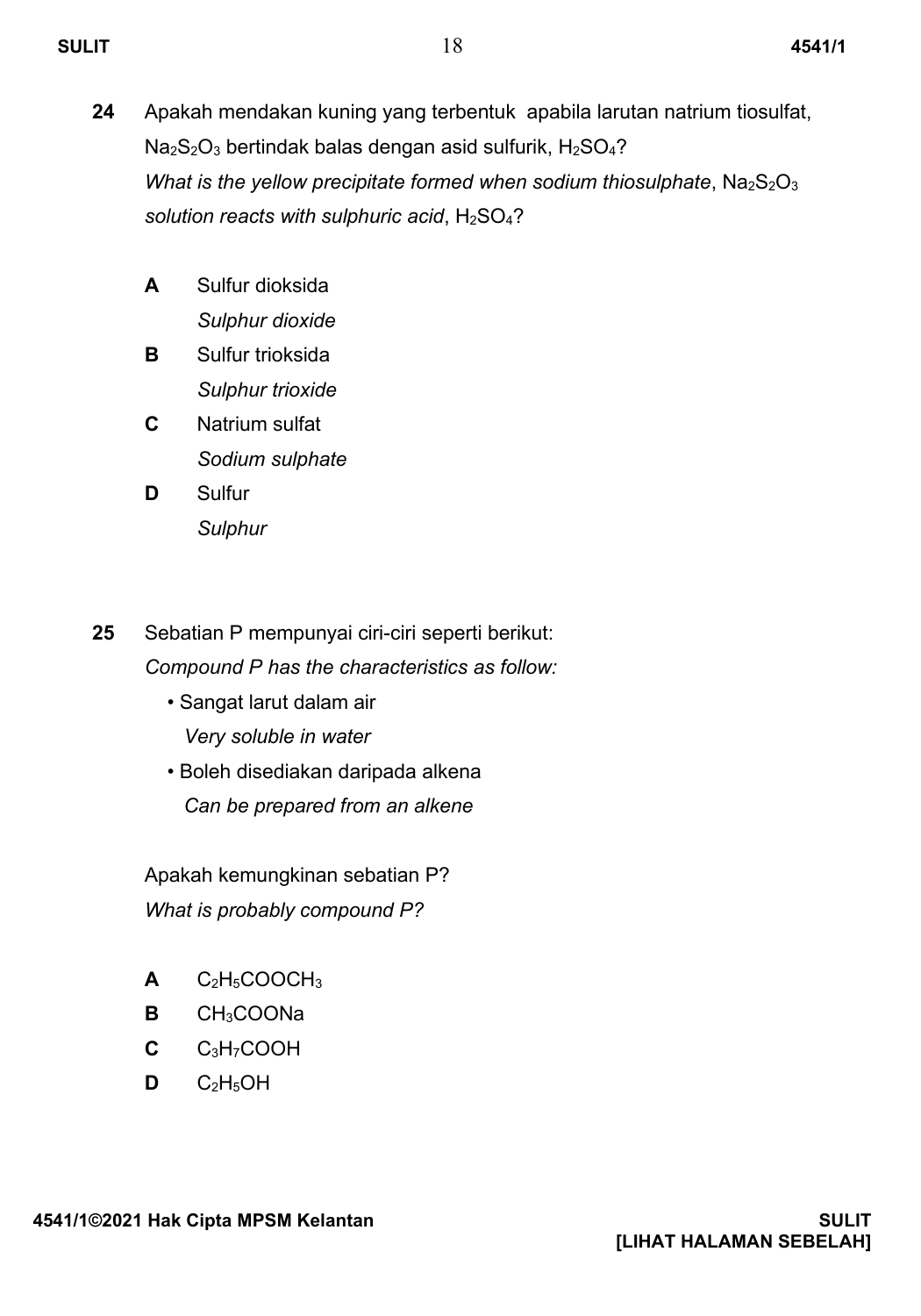**24** Apakah mendakan kuning yang terbentuk apabila larutan natrium tiosulfat, $Na_2S_2O_3$ bertindak balas dengan asid sulfurik, $H_2SO_4$?
*What is the yellow precipitate formed when sodium thiosulphate*, $Na_2S_2O_3$ *solution reacts with sulphuric acid*, $H_2SO_4$?

**A** Sulfur dioksida
*Sulphur dioxide*

**B** Sulfur trioksida
*Sulphur trioxide*

**C** Natrium sulfat
*Sodium sulphate*

**D** Sulfur
*Sulphur*

**25** Sebatian P mempunyai ciri-ciri seperti berikut:
*Compound P has the characteristics as follow:*

- Sangat larut dalam air
  *Very soluble in water*
- Boleh disediakan daripada alkena
  *Can be prepared from an alkene*

Apakah kemungkinan sebatian P?
*What is probably compound P?*

**A** $C_2H_5COOCH_3$

**B** $CH_3COONa$

**C** $C_3H_7COOH$

**D** $C_2H_5OH$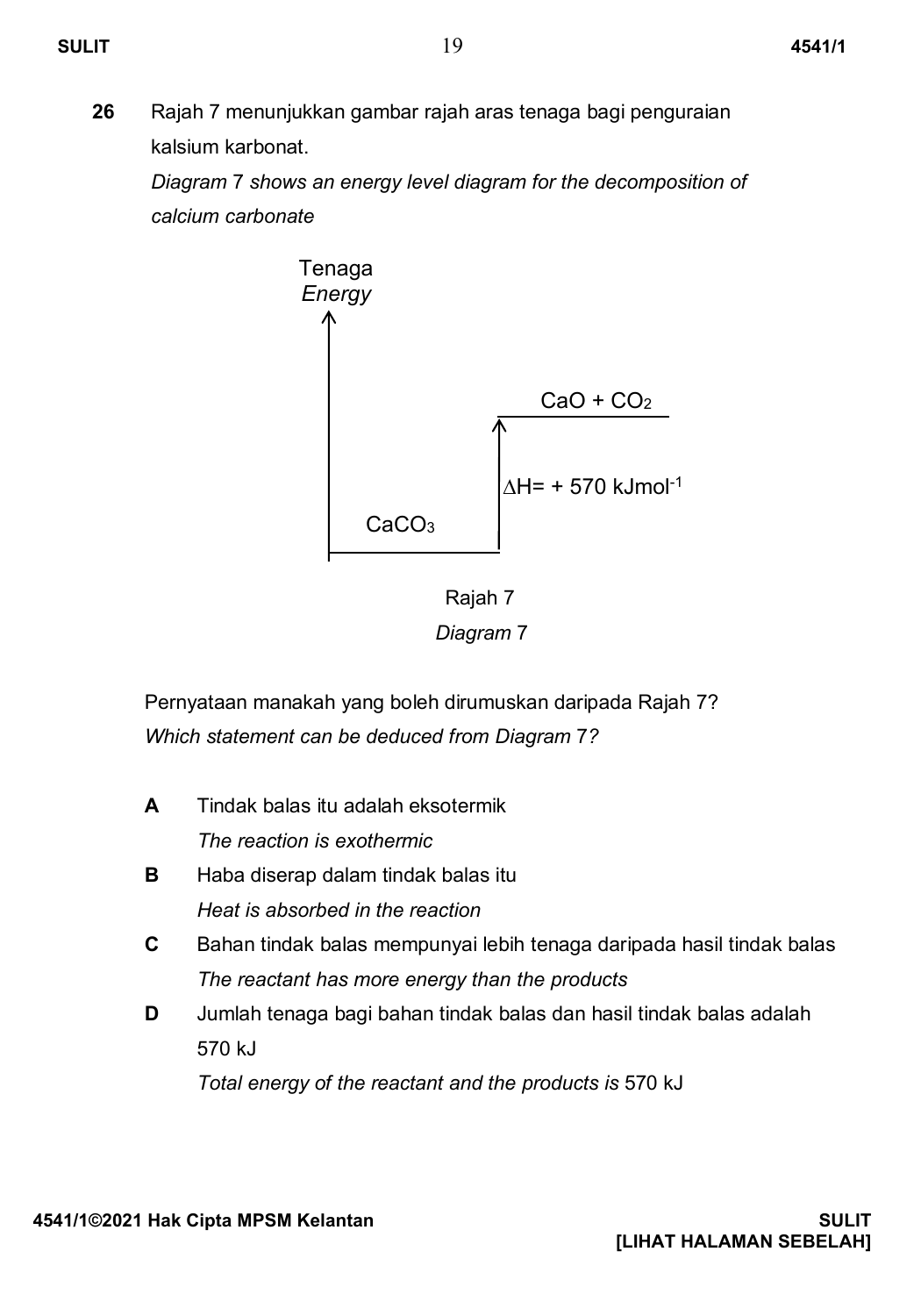**26** Rajah 7 menunjukkan gambar rajah aras tenaga bagi penguraian kalsium karbonat.

*Diagram 7 shows an energy level diagram for the decomposition of calcium carbonate*

Tenaga
*Energy*

$CaO + CO_2$

$\Delta H = +570\ kJmol^{-1}$

$CaCO_3$

Rajah 7
*Diagram 7*

Pernyataan manakah yang boleh dirumuskan daripada Rajah 7?
*Which statement can be deduced from Diagram 7?*

**A** Tindak balas itu adalah eksotermik
*The reaction is exothermic*

**B** Haba diserap dalam tindak balas itu
*Heat is absorbed in the reaction*

**C** Bahan tindak balas mempunyai lebih tenaga daripada hasil tindak balas
*The reactant has more energy than the products*

**D** Jumlah tenaga bagi bahan tindak balas dan hasil tindak balas adalah 570 kJ
*Total energy of the reactant and the products is* 570 kJ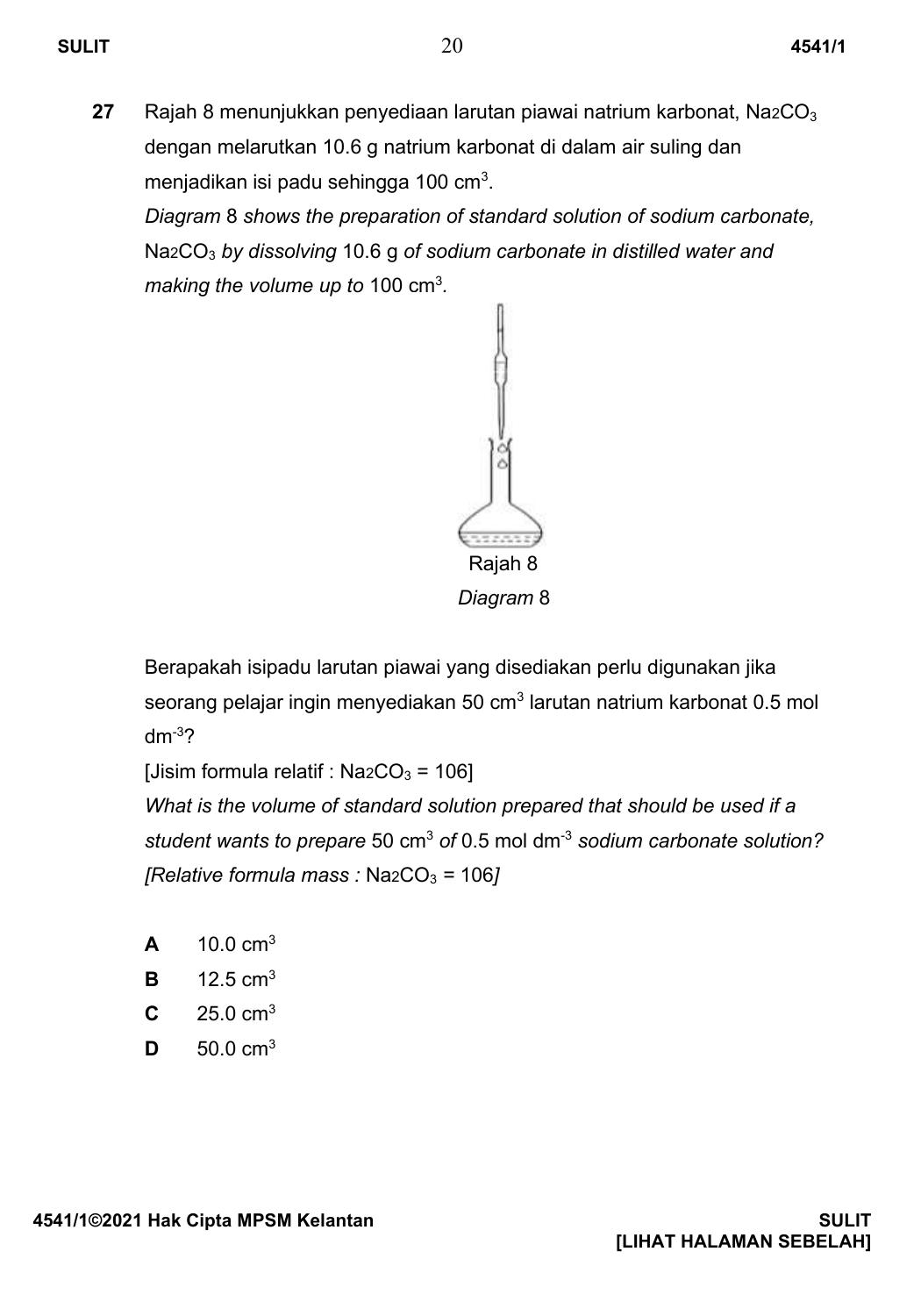**27** Rajah 8 menunjukkan penyediaan larutan piawai natrium karbonat, $Na_2CO_3$ dengan melarutkan 10.6 g natrium karbonat di dalam air suling dan menjadikan isi padu sehingga 100 $cm^3$.

*Diagram* 8 *shows the preparation of standard solution of sodium carbonate,* $Na_2CO_3$ *by dissolving* 10.6 g *of sodium carbonate in distilled water and making the volume up to* 100 $cm^3$.

Rajah 8

*Diagram* 8

Berapakah isipadu larutan piawai yang disediakan perlu digunakan jika seorang pelajar ingin menyediakan 50 $cm^3$ larutan natrium karbonat 0.5 mol $dm^{-3}$?

[Jisim formula relatif : $Na_2CO_3$ = 106]

*What is the volume of standard solution prepared that should be used if a student wants to prepare* 50 $cm^3$ *of* 0.5 mol $dm^{-3}$ *sodium carbonate solution?*

*[Relative formula mass :* $Na_2CO_3$ = 106*]*

**A** 10.0 $cm^3$

**B** 12.5 $cm^3$

**C** 25.0 $cm^3$

**D** 50.0 $cm^3$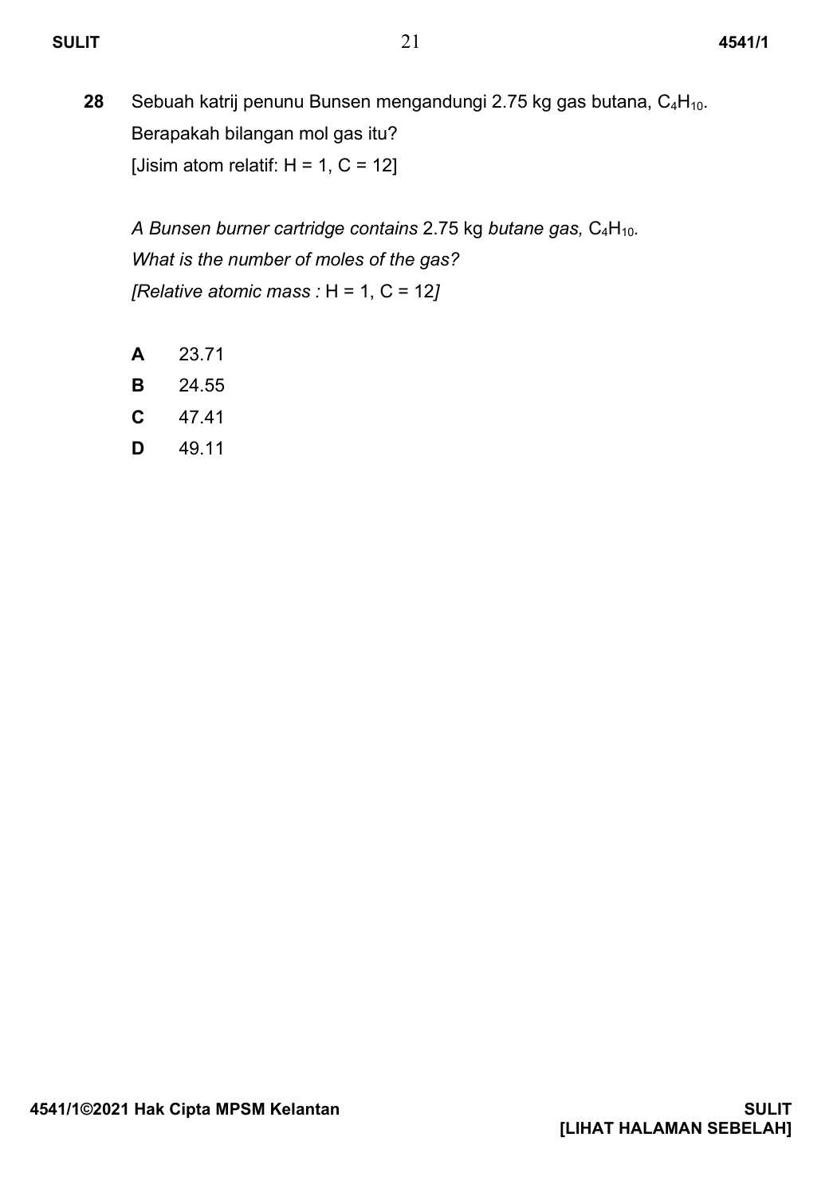**28** Sebuah katrij penunu Bunsen mengandungi 2.75 kg gas butana, $C_4H_{10}$.
Berapakah bilangan mol gas itu?
[Jisim atom relatif: H = 1, C = 12]

*A Bunsen burner cartridge contains* 2.75 kg *butane gas,* $C_4H_{10}$.
*What is the number of moles of the gas?*
*[Relative atomic mass :* H = 1, C = 12*]*

**A** 23.71

**B** 24.55

**C** 47.41

**D** 49.11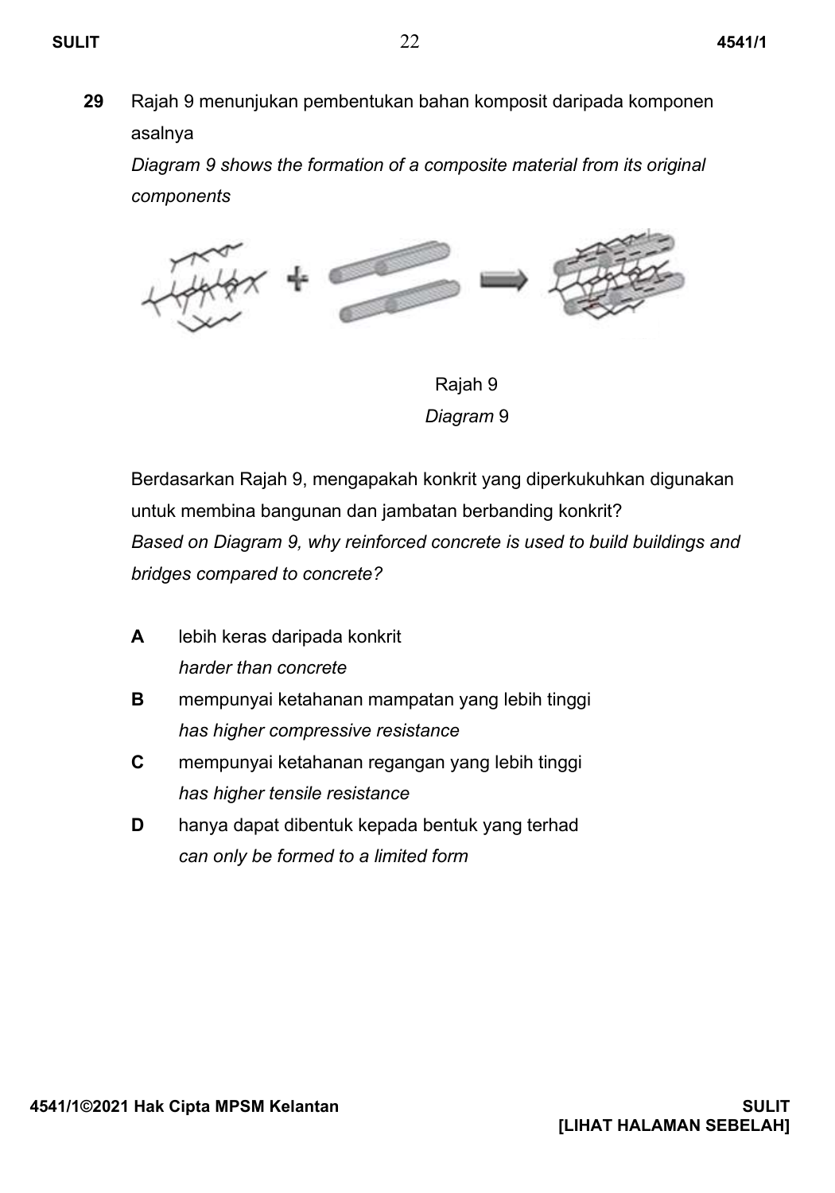**29** Rajah 9 menunjukan pembentukan bahan komposit daripada komponen asalnya

*Diagram 9 shows the formation of a composite material from its original components*

Rajah 9

*Diagram* 9

Berdasarkan Rajah 9, mengapakah konkrit yang diperkukuhkan digunakan untuk membina bangunan dan jambatan berbanding konkrit?

*Based on Diagram 9, why reinforced concrete is used to build buildings and bridges compared to concrete?*

**A** lebih keras daripada konkrit
*harder than concrete*

**B** mempunyai ketahanan mampatan yang lebih tinggi
*has higher compressive resistance*

**C** mempunyai ketahanan regangan yang lebih tinggi
*has higher tensile resistance*

**D** hanya dapat dibentuk kepada bentuk yang terhad
*can only be formed to a limited form*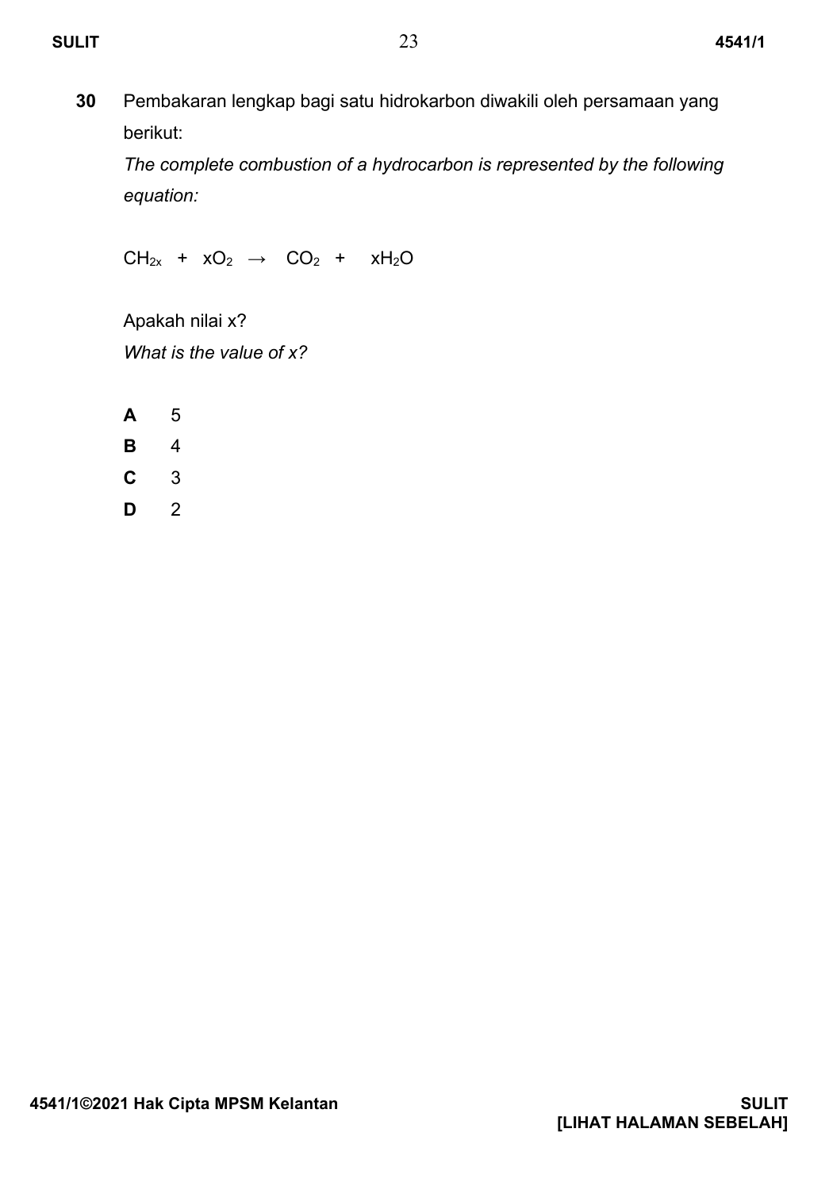**30** Pembakaran lengkap bagi satu hidrokarbon diwakili oleh persamaan yang berikut:

*The complete combustion of a hydrocarbon is represented by the following equation:*

$$CH_{2x} + xO_2 \rightarrow CO_2 + xH_2O$$

Apakah nilai x?

*What is the value of x?*

**A** 5

**B** 4

**C** 3

**D** 2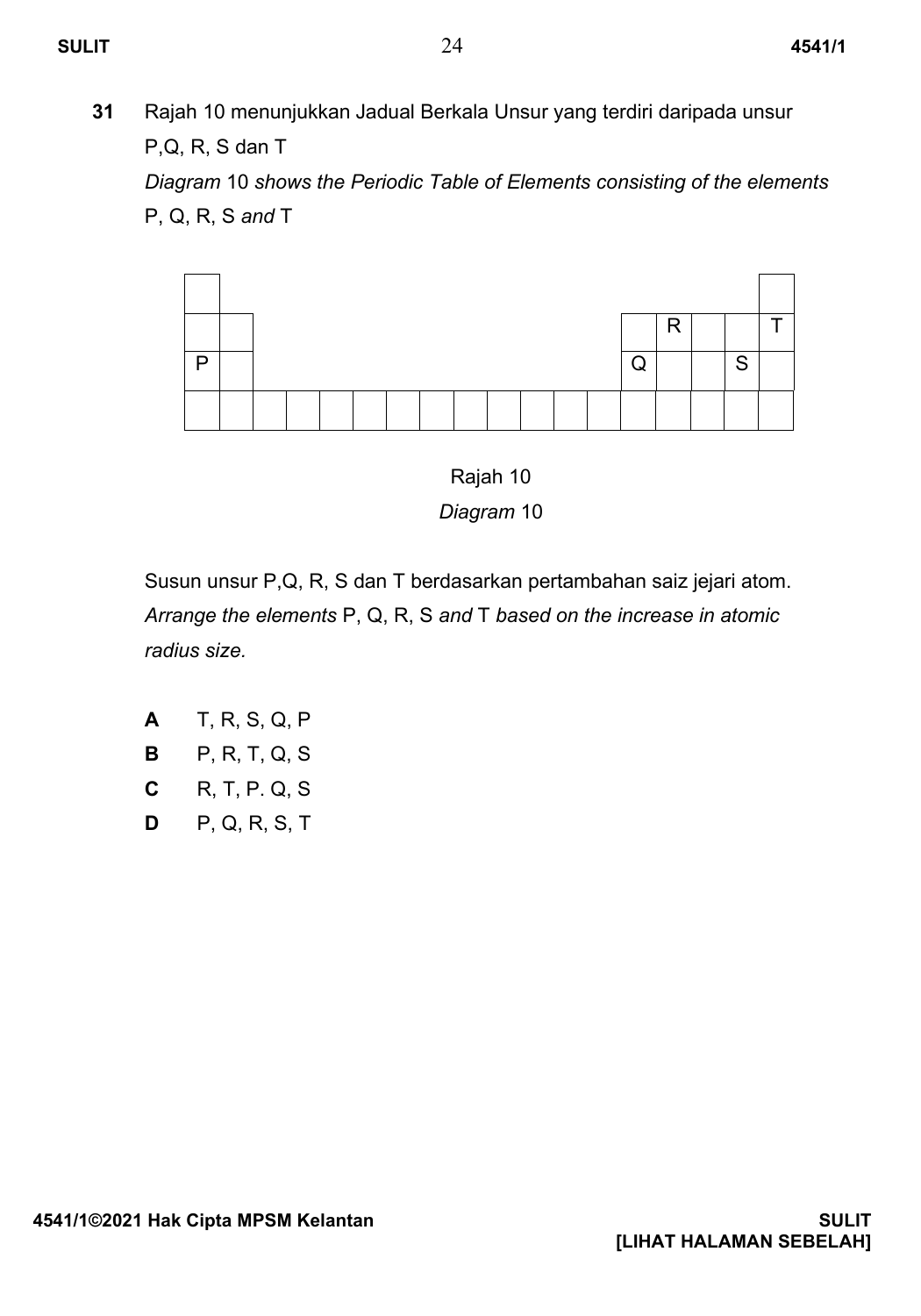**31** Rajah 10 menunjukkan Jadual Berkala Unsur yang terdiri daripada unsur P,Q, R, S dan T

*Diagram* 10 *shows the Periodic Table of Elements consisting of the elements* P, Q, R, S *and* T

| | | | | | | | | | | | | | | | | | |
|---|---|---|---|---|---|---|---|---|---|---|---|---|---|---|---|---|---|
| | | | | | | | | | | | | | | | | | |
| | | | | | | | | | | | | | | R | | | T |
| P | | | | | | | | | | | | | Q | | | S | |
| | | | | | | | | | | | | | | | | | |

Rajah 10

*Diagram* 10

Susun unsur P,Q, R, S dan T berdasarkan pertambahan saiz jejari atom.

*Arrange the elements* P, Q, R, S *and* T *based on the increase in atomic radius size.*

**A** T, R, S, Q, P

**B** P, R, T, Q, S

**C** R, T, P. Q, S

**D** P, Q, R, S, T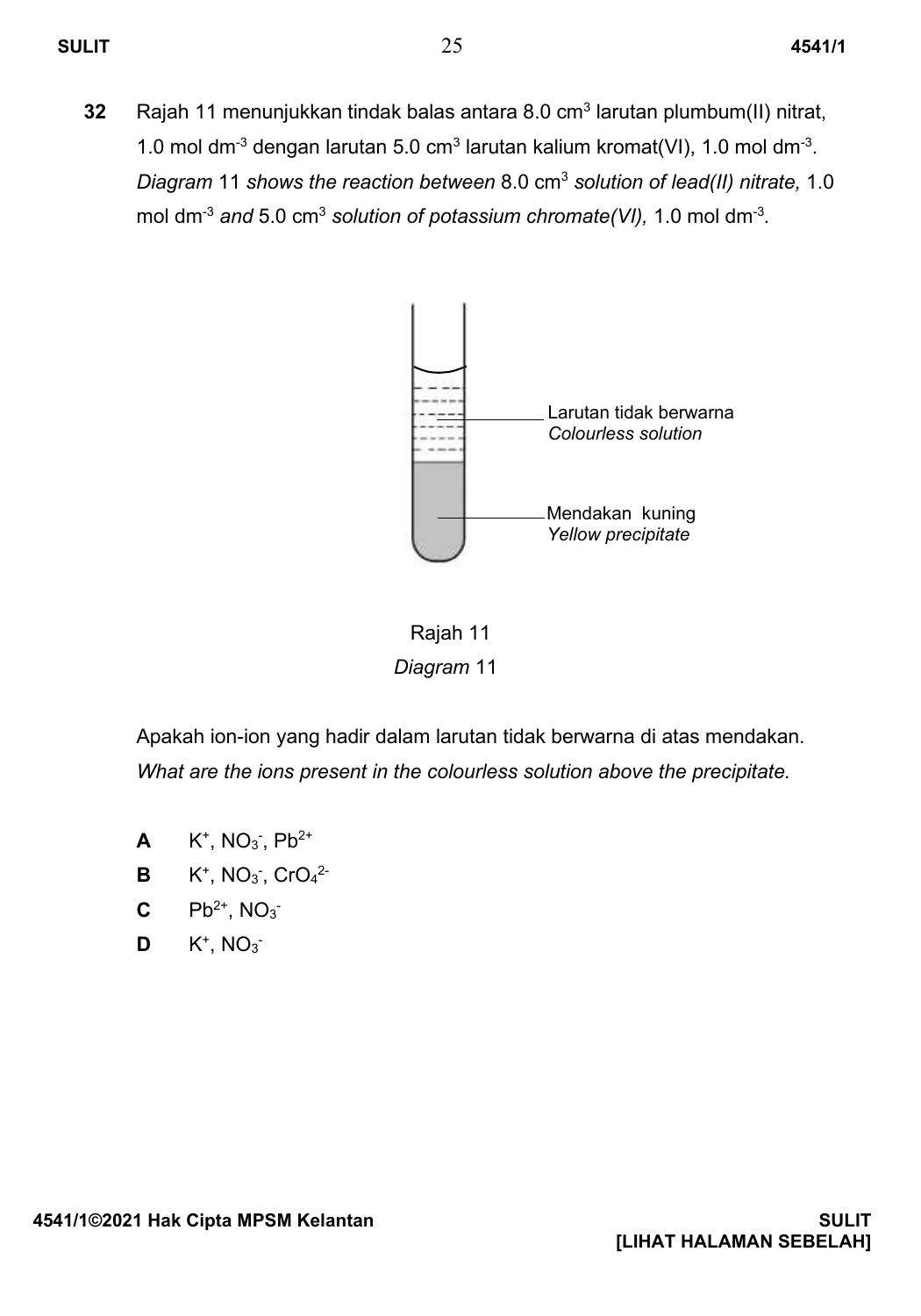**32** Rajah 11 menunjukkan tindak balas antara 8.0 $cm^3$ larutan plumbum(II) nitrat, 1.0 mol $dm^{-3}$ dengan larutan 5.0 $cm^3$ larutan kalium kromat(VI), 1.0 mol $dm^{-3}$.
*Diagram* 11 *shows the reaction between* 8.0 $cm^3$ *solution of lead(II) nitrate,* 1.0 mol $dm^{-3}$ *and* 5.0 $cm^3$ *solution of potassium chromate(VI),* 1.0 mol $dm^{-3}$.

Larutan tidak berwarna
*Colourless solution*

Mendakan kuning
*Yellow precipitate*

Rajah 11
*Diagram* 11

Apakah ion-ion yang hadir dalam larutan tidak berwarna di atas mendakan.
*What are the ions present in the colourless solution above the precipitate.*

**A** $K^+$, $NO_3^-$, $Pb^{2+}$

**B** $K^+$, $NO_3^-$, $CrO_4^{2-}$

**C** $Pb^{2+}$, $NO_3^-$

**D** $K^+$, $NO_3^-$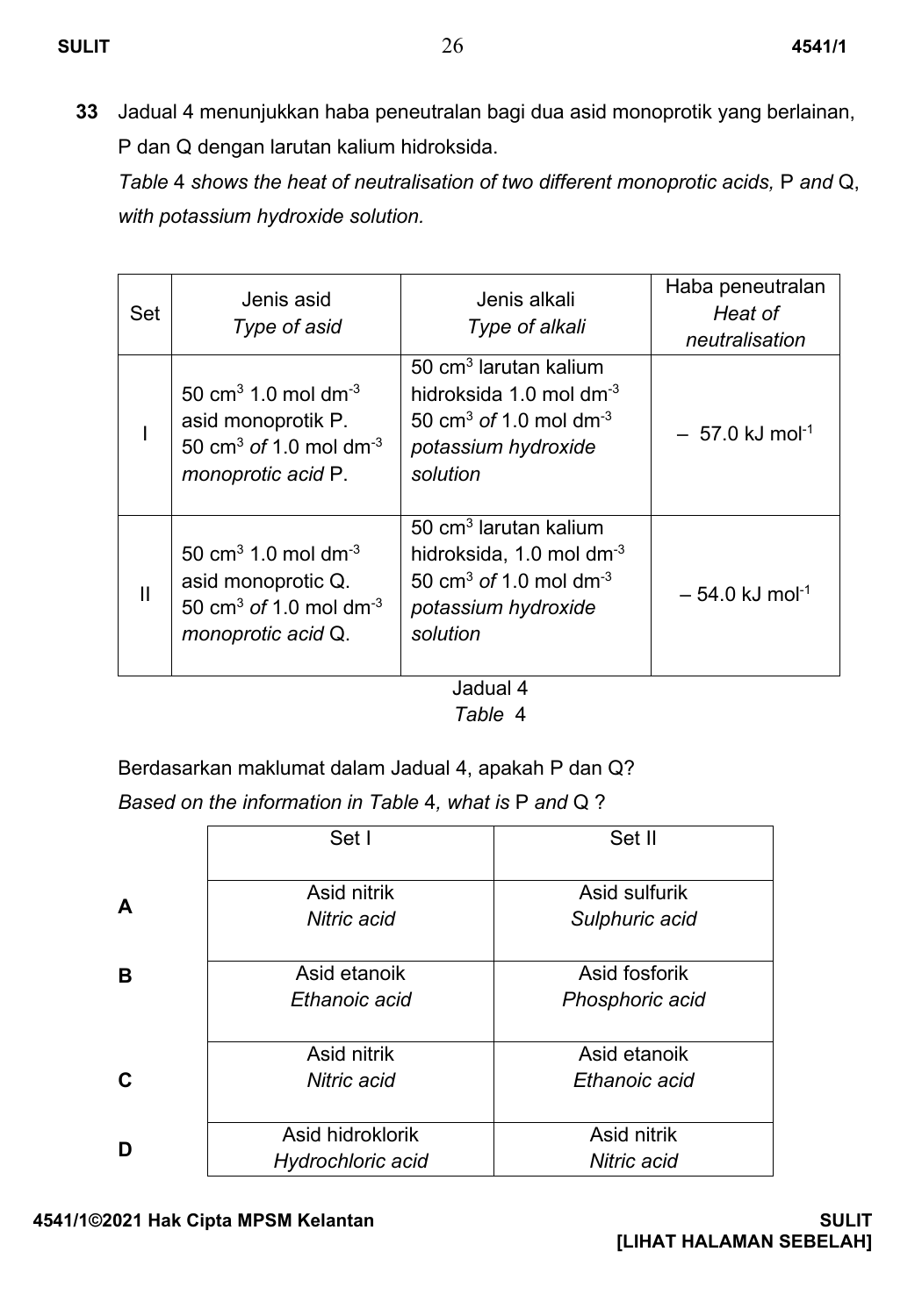**33** Jadual 4 menunjukkan haba peneutralan bagi dua asid monoprotik yang berlainan, P dan Q dengan larutan kalium hidroksida.

*Table 4 shows the heat of neutralisation of two different monoprotic acids, P and Q, with potassium hydroxide solution.*

| Set | Jenis asid<br>*Type of asid* | Jenis alkali<br>*Type of alkali* | Haba peneutralan<br>*Heat of neutralisation* |
|---|---|---|---|
| I | 50 $cm^3$ 1.0 mol $dm^{-3}$ asid monoprotik P.<br>50 $cm^3$ *of* 1.0 mol $dm^{-3}$ *monoprotic acid* P. | 50 $cm^3$ larutan kalium hidroksida 1.0 mol $dm^{-3}$<br>50 $cm^3$ *of* 1.0 mol $dm^{-3}$ *potassium hydroxide solution* | – 57.0 kJ $mol^{-1}$ |
| II | 50 $cm^3$ 1.0 mol $dm^{-3}$ asid monoprotic Q.<br>50 $cm^3$ *of* 1.0 mol $dm^{-3}$ *monoprotic acid* Q. | 50 $cm^3$ larutan kalium hidroksida, 1.0 mol $dm^{-3}$<br>50 $cm^3$ *of* 1.0 mol $dm^{-3}$ *potassium hydroxide solution* | – 54.0 kJ $mol^{-1}$ |

Jadual 4
*Table 4*

Berdasarkan maklumat dalam Jadual 4, apakah P dan Q?

*Based on the information in Table 4, what is P and Q ?*

| | Set I | Set II |
|---|---|---|
| **A** | Asid nitrik<br>*Nitric acid* | Asid sulfurik<br>*Sulphuric acid* |
| **B** | Asid etanoik<br>*Ethanoic acid* | Asid fosforik<br>*Phosphoric acid* |
| **C** | Asid nitrik<br>*Nitric acid* | Asid etanoik<br>*Ethanoic acid* |
| **D** | Asid hidroklorik<br>*Hydrochloric acid* | Asid nitrik<br>*Nitric acid* |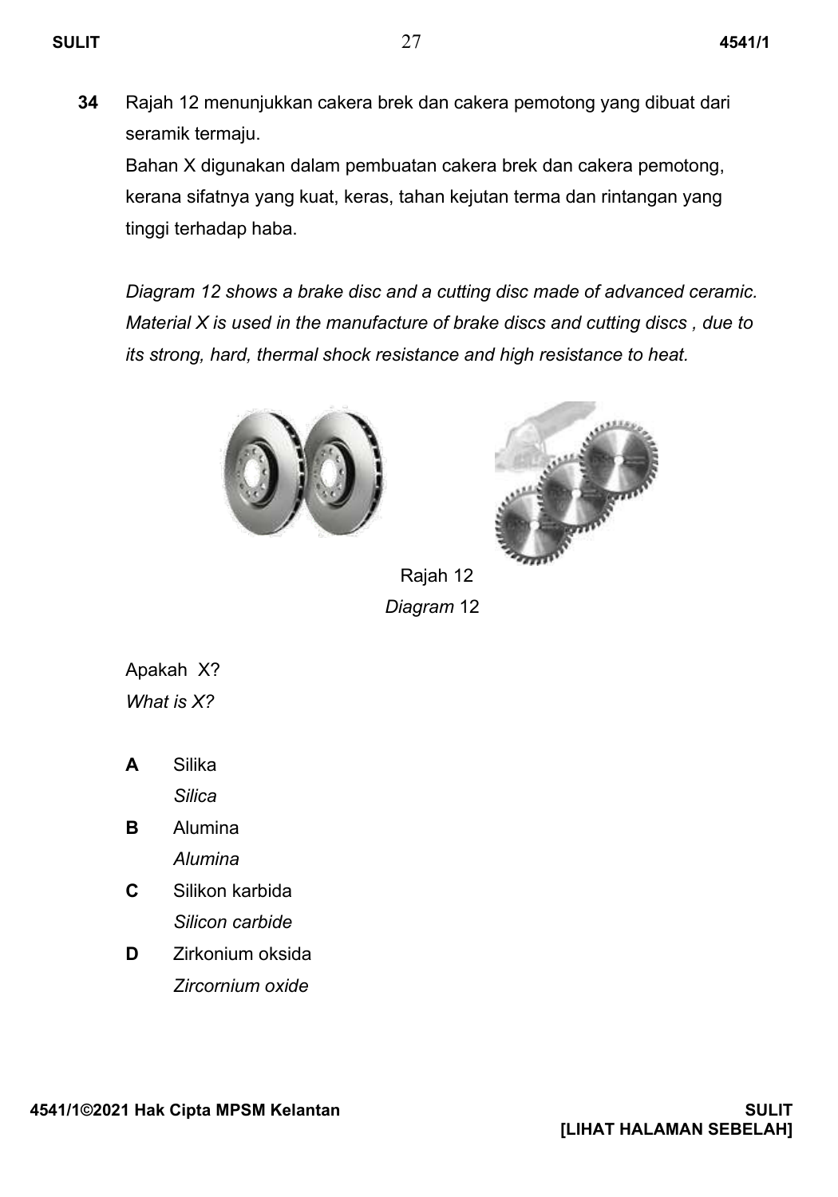**34** Rajah 12 menunjukkan cakera brek dan cakera pemotong yang dibuat dari seramik termaju.
Bahan X digunakan dalam pembuatan cakera brek dan cakera pemotong, kerana sifatnya yang kuat, keras, tahan kejutan terma dan rintangan yang tinggi terhadap haba.

*Diagram 12 shows a brake disc and a cutting disc made of advanced ceramic. Material X is used in the manufacture of brake discs and cutting discs , due to its strong, hard, thermal shock resistance and high resistance to heat.*

Rajah 12
*Diagram* 12

Apakah X?
*What is X?*

**A** Silika
*Silica*

**B** Alumina
*Alumina*

**C** Silikon karbida
*Silicon carbide*

**D** Zirkonium oksida
*Zircornium oxide*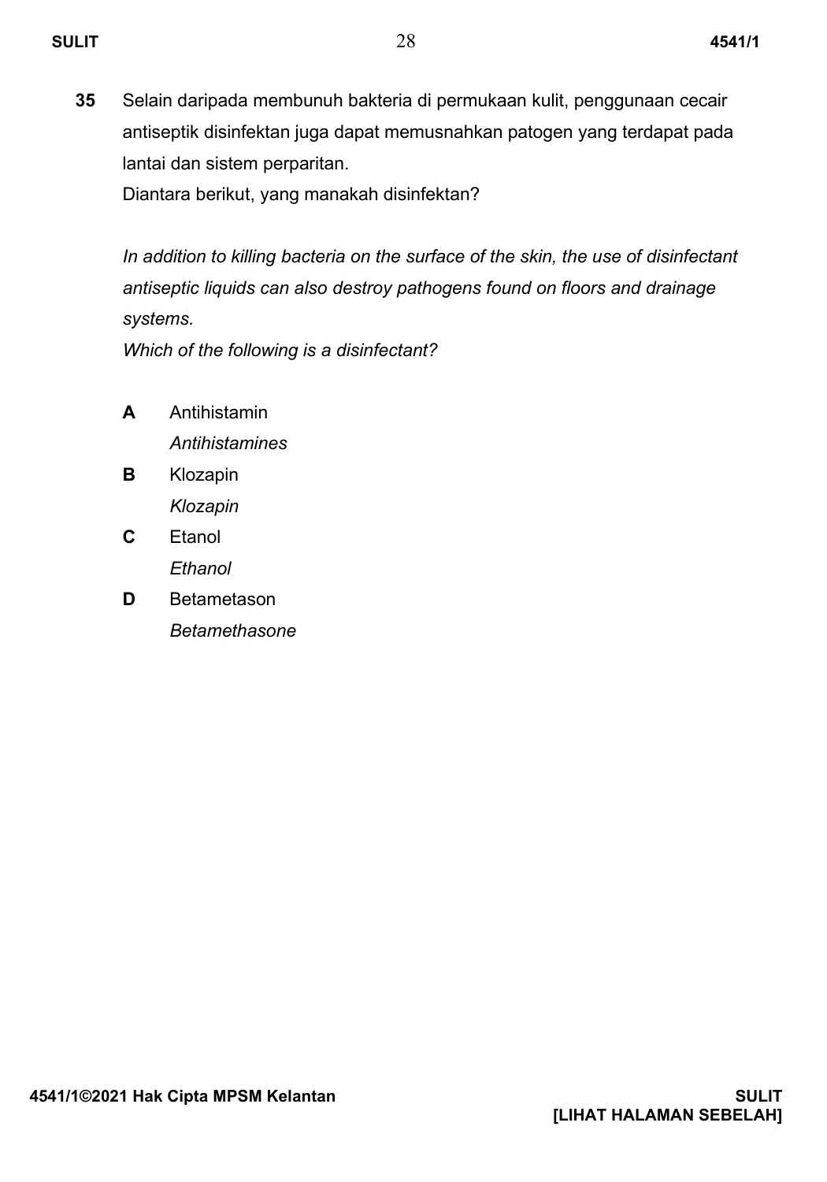**35** Selain daripada membunuh bakteria di permukaan kulit, penggunaan cecair antiseptik disinfektan juga dapat memusnahkan patogen yang terdapat pada lantai dan sistem perparitan.
Diantara berikut, yang manakah disinfektan?

*In addition to killing bacteria on the surface of the skin, the use of disinfectant antiseptic liquids can also destroy pathogens found on floors and drainage systems.*
*Which of the following is a disinfectant?*

**A** Antihistamin
*Antihistamines*

**B** Klozapin
*Klozapin*

**C** Etanol
*Ethanol*

**D** Betametason
*Betamethasone*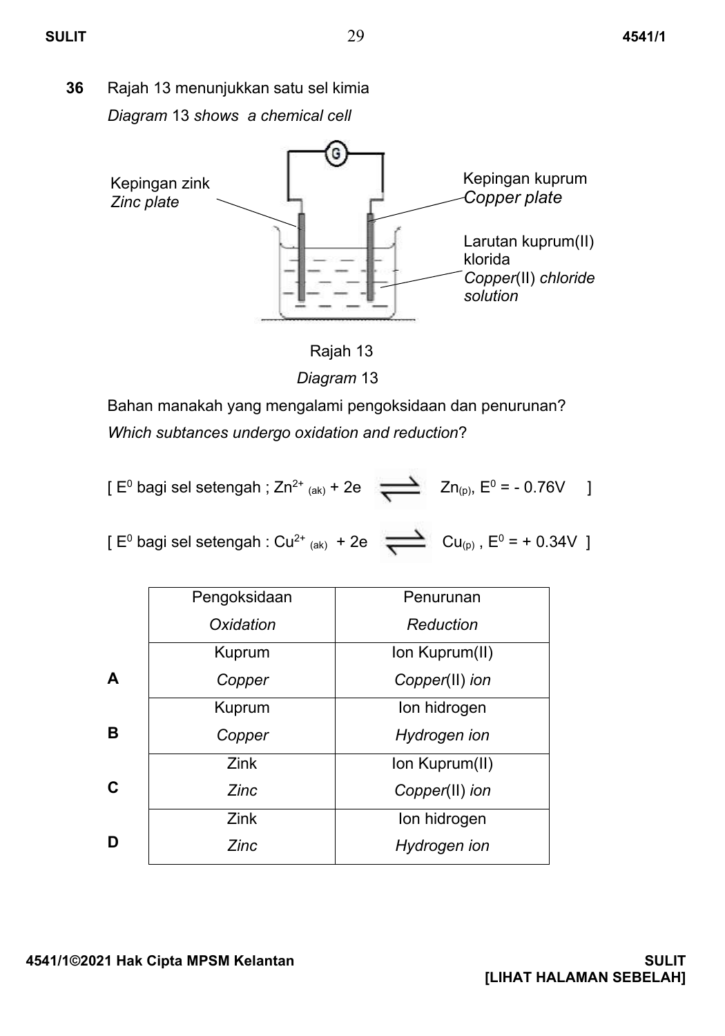**36** Rajah 13 menunjukkan satu sel kimia

*Diagram* 13 *shows a chemical cell*

Kepingan zink
*Zinc plate*

Kepingan kuprum
*Copper plate*

Larutan kuprum(II) klorida
*Copper*(II) *chloride solution*

Rajah 13

*Diagram* 13

Bahan manakah yang mengalami pengoksidaan dan penurunan?

*Which subtances undergo oxidation and reduction*?

[ $E^0$ bagi sel setengah ; $Zn^{2+}_{(ak)} + 2e \rightleftharpoons Zn_{(p)}$, $E^0 = -0.76V$ ]

[ $E^0$ bagi sel setengah : $Cu^{2+}_{(ak)} + 2e \rightleftharpoons Cu_{(p)}$ , $E^0 = +0.34V$ ]

| | Pengoksidaan *Oxidation* | Penurunan *Reduction* |
|---|---|---|
| **A** | Kuprum *Copper* | Ion Kuprum(II) *Copper*(II) *ion* |
| **B** | Kuprum *Copper* | Ion hidrogen *Hydrogen ion* |
| **C** | Zink *Zinc* | Ion Kuprum(II) *Copper*(II) *ion* |
| **D** | Zink *Zinc* | Ion hidrogen *Hydrogen ion* |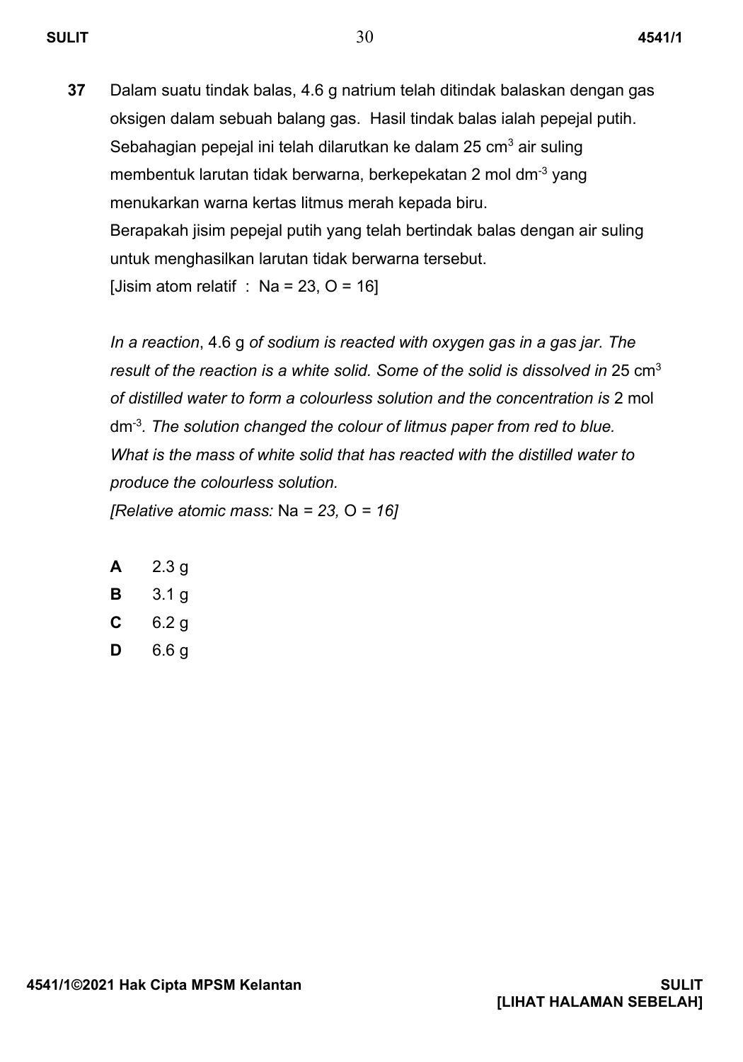**37** Dalam suatu tindak balas, 4.6 g natrium telah ditindak balaskan dengan gas oksigen dalam sebuah balang gas. Hasil tindak balas ialah pepejal putih. Sebahagian pepejal ini telah dilarutkan ke dalam 25 $cm^3$ air suling membentuk larutan tidak berwarna, berkepekatan 2 mol $dm^{-3}$ yang menukarkan warna kertas litmus merah kepada biru.
Berapakah jisim pepejal putih yang telah bertindak balas dengan air suling untuk menghasilkan larutan tidak berwarna tersebut.
[Jisim atom relatif : Na = 23, O = 16]

*In a reaction*, 4.6 g *of sodium is reacted with oxygen gas in a gas jar. The result of the reaction is a white solid. Some of the solid is dissolved in* 25 $cm^3$ *of distilled water to form a colourless solution and the concentration is* 2 mol $dm^{-3}$*. The solution changed the colour of litmus paper from red to blue. What is the mass of white solid that has reacted with the distilled water to produce the colourless solution.*
*[Relative atomic mass:* Na *= 23,* O *= 16]*

**A** 2.3 g

**B** 3.1 g

**C** 6.2 g

**D** 6.6 g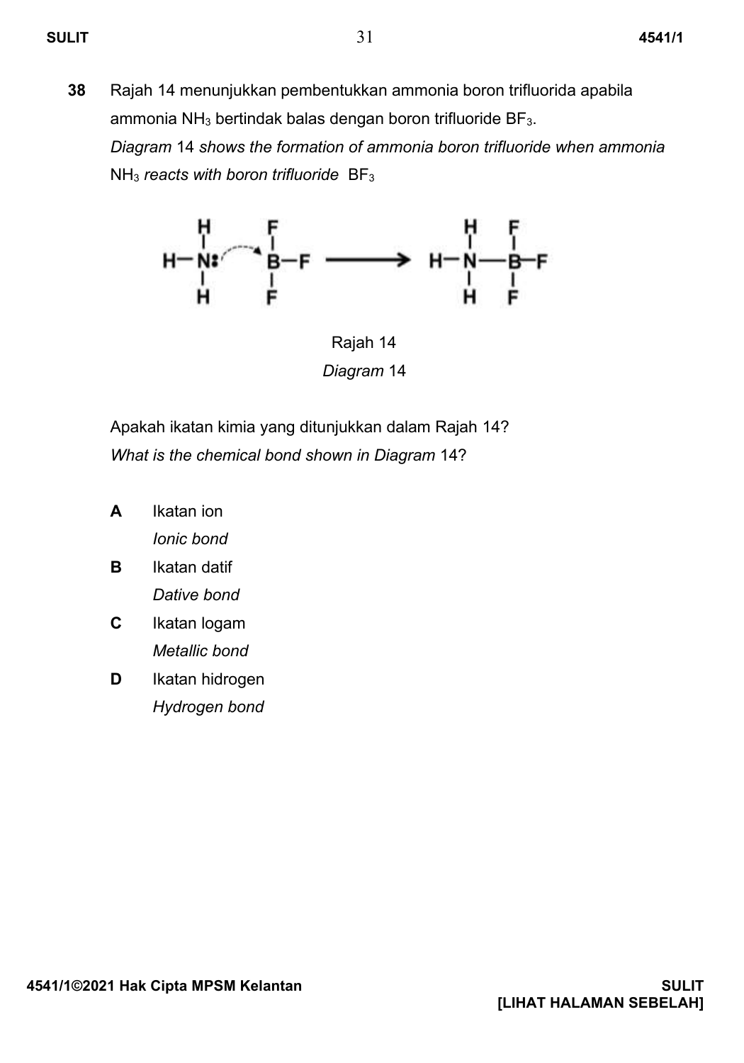**38** Rajah 14 menunjukkan pembentukkan ammonia boron trifluorida apabila ammonia $NH_3$ bertindak balas dengan boron trifluoride $BF_3$.
*Diagram 14 shows the formation of ammonia boron trifluoride when ammonia $NH_3$ reacts with boron trifluoride $BF_3$*

Rajah 14
*Diagram 14*

Apakah ikatan kimia yang ditunjukkan dalam Rajah 14?
*What is the chemical bond shown in Diagram 14?*

**A** Ikatan ion
*Ionic bond*

**B** Ikatan datif
*Dative bond*

**C** Ikatan logam
*Metallic bond*

**D** Ikatan hidrogen
*Hydrogen bond*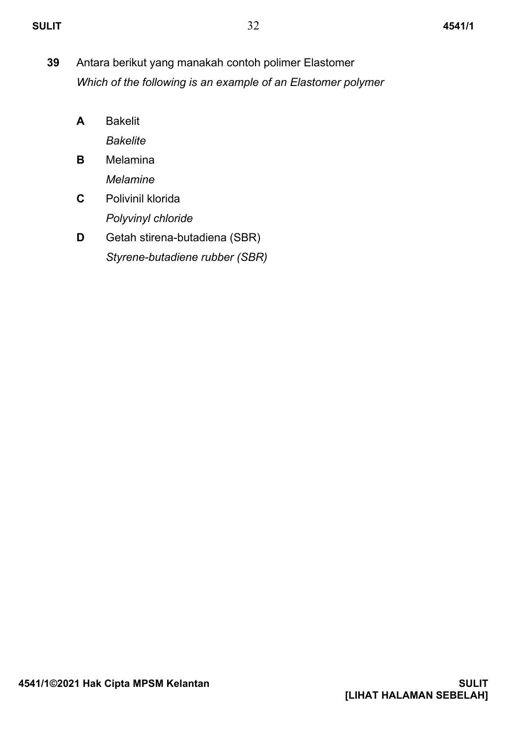**39** Antara berikut yang manakah contoh polimer Elastomer
*Which of the following is an example of an Elastomer polymer*

**A** Bakelit
*Bakelite*

**B** Melamina
*Melamine*

**C** Polivinil klorida
*Polyvinyl chloride*

**D** Getah stirena-butadiena (SBR)
*Styrene-butadiene rubber (SBR)*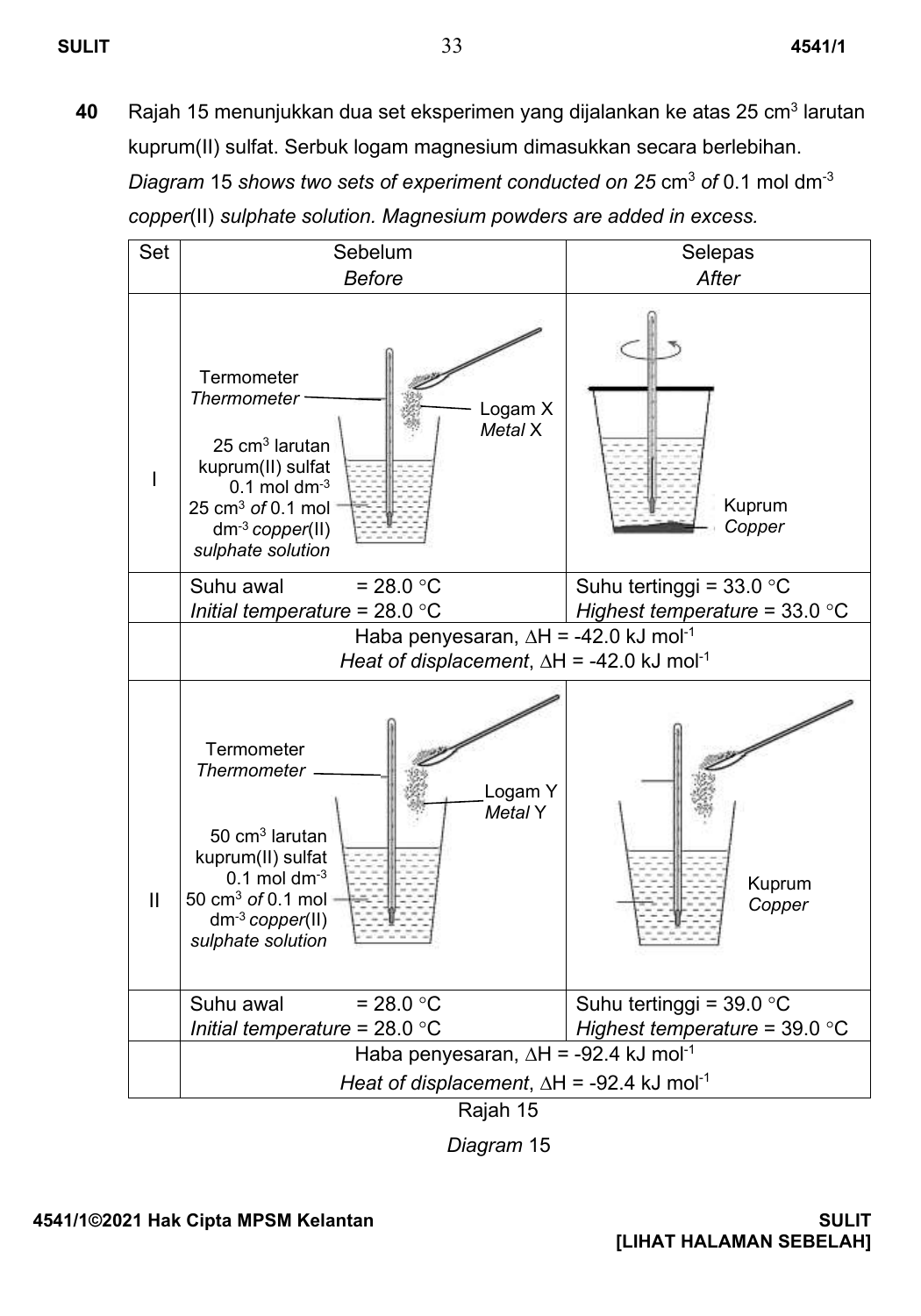**40** Rajah 15 menunjukkan dua set eksperimen yang dijalankan ke atas 25 cm$^3$ larutan kuprum(II) sulfat. Serbuk logam magnesium dimasukkan secara berlebihan.
*Diagram 15 shows two sets of experiment conducted on 25* cm$^3$ *of* 0.1 mol dm$^{-3}$ *copper*(II) *sulphate solution. Magnesium powders are added in excess.*

| Set | Sebelum / *Before* | Selepas / *After* |
|---|---|---|
| I | Termometer / *Thermometer*; Logam X / *Metal* X; 25 cm$^3$ larutan kuprum(II) sulfat 0.1 mol dm$^{-3}$ / 25 cm$^3$ *of* 0.1 mol dm$^{-3}$ *copper*(II) *sulphate solution* | Kuprum / *Copper* |
| | Suhu awal = 28.0 °C / *Initial temperature* = 28.0 °C | Suhu tertinggi = 33.0 °C / *Highest temperature* = 33.0 °C |
| | Haba penyesaran, $\Delta H$ = -42.0 kJ mol$^{-1}$ / *Heat of displacement*, $\Delta H$ = -42.0 kJ mol$^{-1}$ | |
| II | Termometer / *Thermometer*; Logam Y / *Metal* Y; 50 cm$^3$ larutan kuprum(II) sulfat 0.1 mol dm$^{-3}$ / 50 cm$^3$ *of* 0.1 mol dm$^{-3}$ *copper*(II) *sulphate solution* | Kuprum / *Copper* |
| | Suhu awal = 28.0 °C / *Initial temperature* = 28.0 °C | Suhu tertinggi = 39.0 °C / *Highest temperature* = 39.0 °C |
| | Haba penyesaran, $\Delta H$ = -92.4 kJ mol$^{-1}$ / *Heat of displacement*, $\Delta H$ = -92.4 kJ mol$^{-1}$ | |

Rajah 15

*Diagram* 15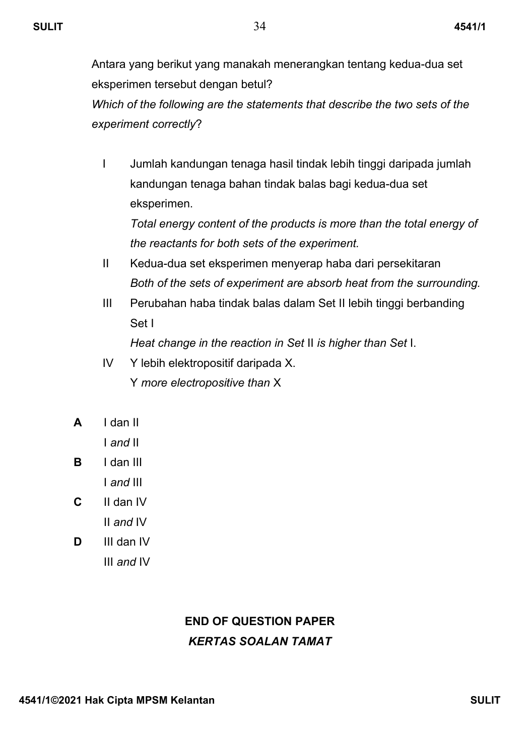Antara yang berikut yang manakah menerangkan tentang kedua-dua set eksperimen tersebut dengan betul?
*Which of the following are the statements that describe the two sets of the experiment correctly*?

I Jumlah kandungan tenaga hasil tindak lebih tinggi daripada jumlah kandungan tenaga bahan tindak balas bagi kedua-dua set eksperimen.
*Total energy content of the products is more than the total energy of the reactants for both sets of the experiment.*

II Kedua-dua set eksperimen menyerap haba dari persekitaran
*Both of the sets of experiment are absorb heat from the surrounding.*

III Perubahan haba tindak balas dalam Set II lebih tinggi berbanding Set I
*Heat change in the reaction in Set* II *is higher than Set* I.

IV Y lebih elektropositif daripada X.
Y *more electropositive than* X

**A** I dan II
I *and* II

**B** I dan III
I *and* III

**C** II dan IV
II *and* IV

**D** III dan IV
III *and* IV

**END OF QUESTION PAPER**
***KERTAS SOALAN TAMAT***